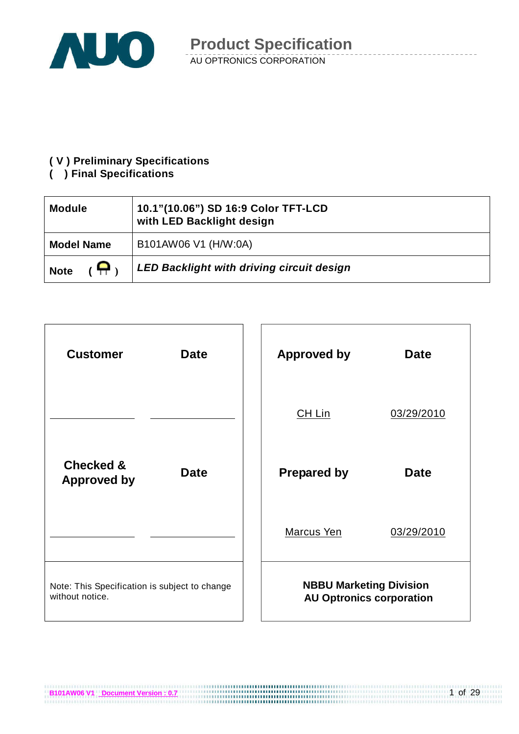# Product Specification

AU OPTRONICS CORPORATION

**( V ) Preliminary Specifications**
**(   ) Final Specifications**

| **Module** | **10.1"(10.06") SD 16:9 Color TFT-LCD with LED Backlight design** |
|---|---|
| **Model Name** | B101AW06 V1 (H/W:0A) |
| **Note** | ***LED Backlight with driving circuit design*** |

| **Customer** | **Date** | **Approved by** | **Date** |
|---|---|---|---|
| ________ | ________ | CH Lin | 03/29/2010 |
| **Checked & Approved by** | **Date** | **Prepared by** | **Date** |
| ________ | ________ | Marcus Yen | 03/29/2010 |

Note: This Specification is subject to change without notice.

**NBBU Marketing Division**
**AU Optronics corporation**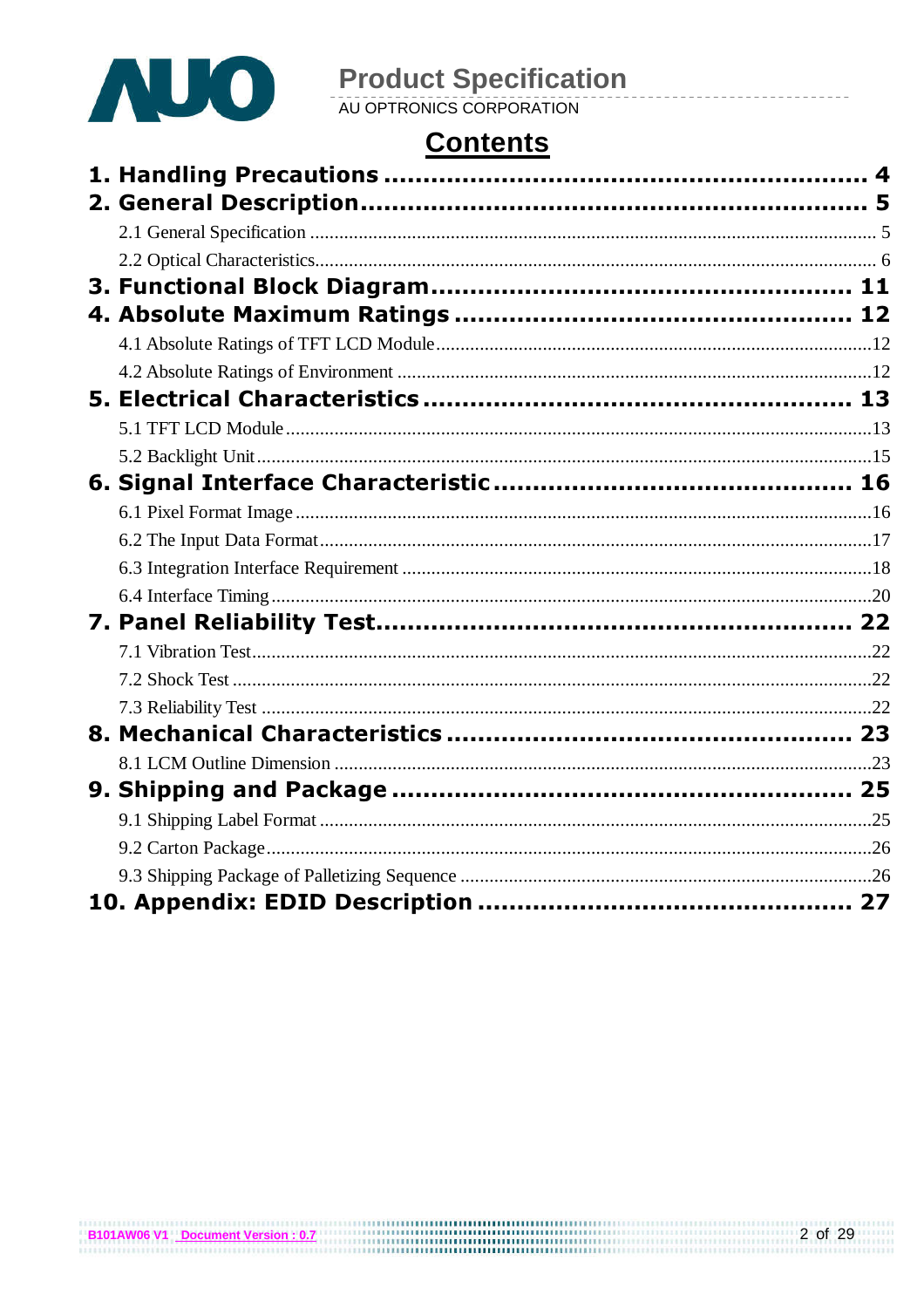# Contents

**1. Handling Precautions ........................................................ 4**

**2. General Description.......................................................... 5**

2.1 General Specification ........................................................ 5

2.2 Optical Characteristics........................................................ 6

**3. Functional Block Diagram.................................................. 11**

**4. Absolute Maximum Ratings ............................................... 12**

4.1 Absolute Ratings of TFT LCD Module ..........................................12

4.2 Absolute Ratings of Environment ...............................................12

**5. Electrical Characteristics ................................................. 13**

5.1 TFT LCD Module .................................................................13

5.2 Backlight Unit ....................................................................15

**6. Signal Interface Characteristic ......................................... 16**

6.1 Pixel Format Image ..............................................................16

6.2 The Input Data Format ..........................................................17

6.3 Integration Interface Requirement ..............................................18

6.4 Interface Timing ..................................................................20

**7. Panel Reliability Test....................................................... 22**

7.1 Vibration Test.....................................................................22

7.2 Shock Test .........................................................................22

7.3 Reliability Test ...................................................................22

**8. Mechanical Characteristics .............................................. 23**

8.1 LCM Outline Dimension ........................................................23

**9. Shipping and Package ..................................................... 25**

9.1 Shipping Label Format ..........................................................25

9.2 Carton Package....................................................................26

9.3 Shipping Package of Palletizing Sequence ....................................26

**10. Appendix: EDID Description ........................................... 27**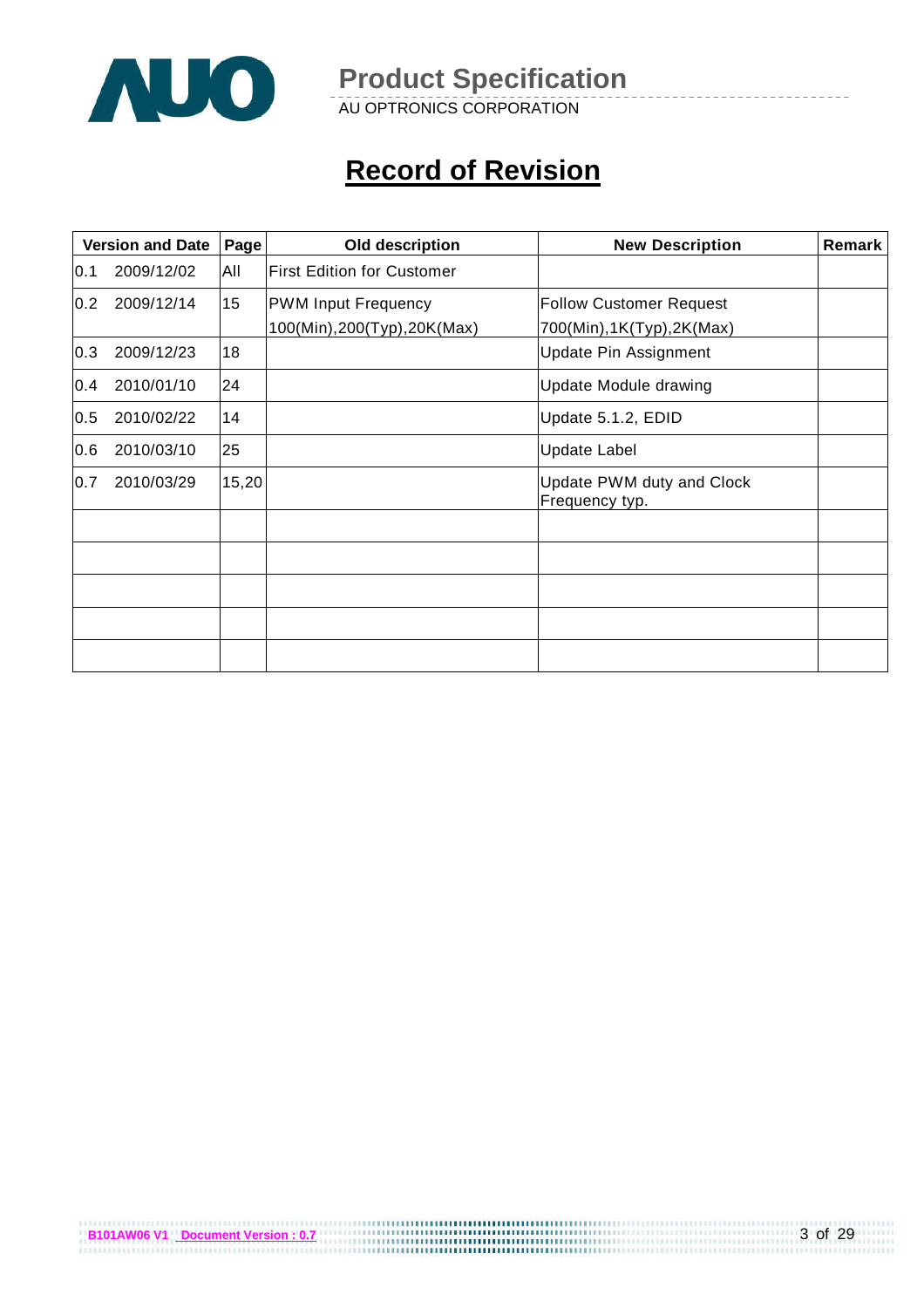# Record of Revision

| Version and Date | | Page | Old description | New Description | Remark |
|---|---|---|---|---|---|
| 0.1 | 2009/12/02 | All | First Edition for Customer | | |
| 0.2 | 2009/12/14 | 15 | PWM Input Frequency 100(Min),200(Typ),20K(Max) | Follow Customer Request 700(Min),1K(Typ),2K(Max) | |
| 0.3 | 2009/12/23 | 18 | | Update Pin Assignment | |
| 0.4 | 2010/01/10 | 24 | | Update Module drawing | |
| 0.5 | 2010/02/22 | 14 | | Update 5.1.2, EDID | |
| 0.6 | 2010/03/10 | 25 | | Update Label | |
| 0.7 | 2010/03/29 | 15,20 | | Update PWM duty and Clock Frequency typ. | |
| | | | | | |
| | | | | | |
| | | | | | |
| | | | | | |
| | | | | | |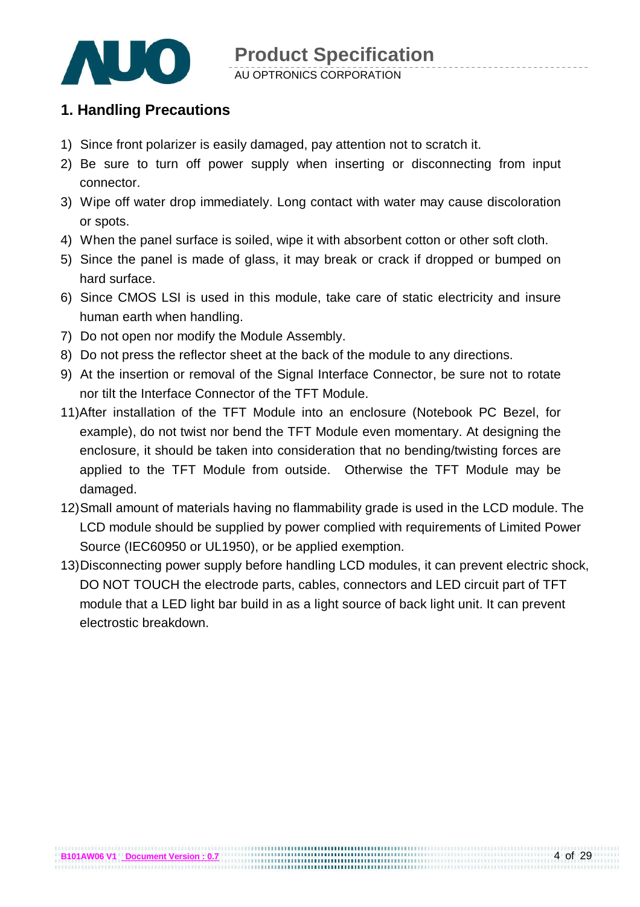## 1. Handling Precautions

1) Since front polarizer is easily damaged, pay attention not to scratch it.
2) Be sure to turn off power supply when inserting or disconnecting from input connector.
3) Wipe off water drop immediately. Long contact with water may cause discoloration or spots.
4) When the panel surface is soiled, wipe it with absorbent cotton or other soft cloth.
5) Since the panel is made of glass, it may break or crack if dropped or bumped on hard surface.
6) Since CMOS LSI is used in this module, take care of static electricity and insure human earth when handling.
7) Do not open nor modify the Module Assembly.
8) Do not press the reflector sheet at the back of the module to any directions.
9) At the insertion or removal of the Signal Interface Connector, be sure not to rotate nor tilt the Interface Connector of the TFT Module.

11) After installation of the TFT Module into an enclosure (Notebook PC Bezel, for example), do not twist nor bend the TFT Module even momentary. At designing the enclosure, it should be taken into consideration that no bending/twisting forces are applied to the TFT Module from outside. Otherwise the TFT Module may be damaged.
12) Small amount of materials having no flammability grade is used in the LCD module. The LCD module should be supplied by power complied with requirements of Limited Power Source (IEC60950 or UL1950), or be applied exemption.
13) Disconnecting power supply before handling LCD modules, it can prevent electric shock, DO NOT TOUCH the electrode parts, cables, connectors and LED circuit part of TFT module that a LED light bar build in as a light source of back light unit. It can prevent electrostic breakdown.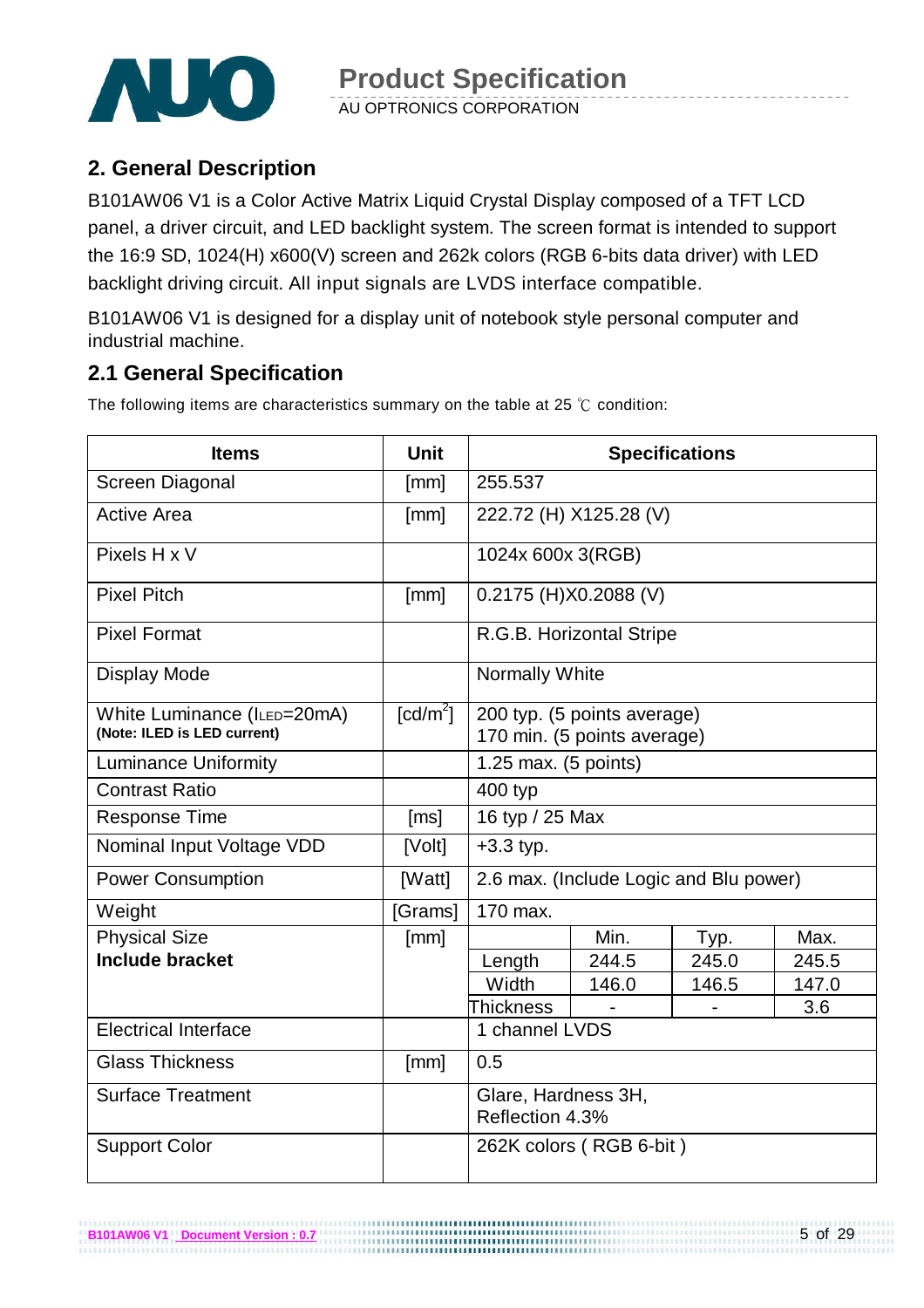## 2. General Description

B101AW06 V1 is a Color Active Matrix Liquid Crystal Display composed of a TFT LCD panel, a driver circuit, and LED backlight system. The screen format is intended to support the 16:9 SD, 1024(H) x600(V) screen and 262k colors (RGB 6-bits data driver) with LED backlight driving circuit. All input signals are LVDS interface compatible.

B101AW06 V1 is designed for a display unit of notebook style personal computer and industrial machine.

### 2.1 General Specification

The following items are characteristics summary on the table at 25 ℃ condition:

| Items | Unit | Specifications | | | |
|---|---|---|---|---|---|
| Screen Diagonal | [mm] | 255.537 | | | |
| Active Area | [mm] | 222.72 (H) X125.28 (V) | | | |
| Pixels H x V | | 1024x 600x 3(RGB) | | | |
| Pixel Pitch | [mm] | 0.2175 (H)X0.2088 (V) | | | |
| Pixel Format | | R.G.B. Horizontal Stripe | | | |
| Display Mode | | Normally White | | | |
| White Luminance ($I_{LED}$=20mA) **(Note: ILED is LED current)** | [cd/m$^2$] | 200 typ. (5 points average) 170 min. (5 points average) | | | |
| Luminance Uniformity | | 1.25 max. (5 points) | | | |
| Contrast Ratio | | 400 typ | | | |
| Response Time | [ms] | 16 typ / 25 Max | | | |
| Nominal Input Voltage VDD | [Volt] | +3.3 typ. | | | |
| Power Consumption | [Watt] | 2.6 max. (Include Logic and Blu power) | | | |
| Weight | [Grams] | 170 max. | | | |
| Physical Size **Include bracket** | [mm] | | Min. | Typ. | Max. |
| | | Length | 244.5 | 245.0 | 245.5 |
| | | Width | 146.0 | 146.5 | 147.0 |
| | | Thickness | - | - | 3.6 |
| Electrical Interface | | 1 channel LVDS | | | |
| Glass Thickness | [mm] | 0.5 | | | |
| Surface Treatment | | Glare, Hardness 3H, Reflection 4.3% | | | |
| Support Color | | 262K colors ( RGB 6-bit ) | | | |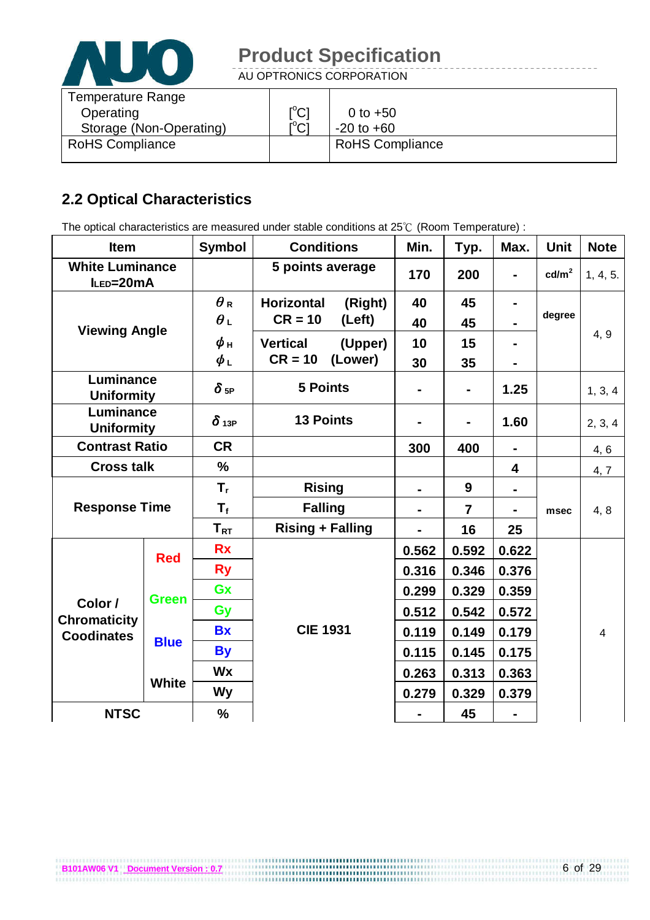| Temperature Range | | |
|---|---|---|
| Operating | [°C] | 0 to +50 |
| Storage (Non-Operating) | [°C] | -20 to +60 |
| RoHS Compliance | | RoHS Compliance |

## 2.2 Optical Characteristics

The optical characteristics are measured under stable conditions at 25℃ (Room Temperature) :

| Item | | Symbol | Conditions | Min. | Typ. | Max. | Unit | Note |
|---|---|---|---|---|---|---|---|---|
| White Luminance $I_{LED}$=20mA | | | 5 points average | 170 | 200 | - | cd/m² | 1, 4, 5. |
| Viewing Angle | | $\theta_R$ | Horizontal (Right) CR = 10 | 40 | 45 | - | degree | 4, 9 |
| | | $\theta_L$ | (Left) | 40 | 45 | - | | |
| | | $\phi_H$ | Vertical (Upper) CR = 10 | 10 | 15 | - | | |
| | | $\phi_L$ | (Lower) | 30 | 35 | - | | |
| Luminance Uniformity | | $\delta_{5P}$ | 5 Points | - | - | 1.25 | | 1, 3, 4 |
| Luminance Uniformity | | $\delta_{13P}$ | 13 Points | - | - | 1.60 | | 2, 3, 4 |
| Contrast Ratio | | CR | | 300 | 400 | - | | 4, 6 |
| Cross talk | | % | | | | 4 | | 4, 7 |
| Response Time | | $T_r$ | Rising | - | 9 | - | msec | 4, 8 |
| | | $T_f$ | Falling | - | 7 | - | | |
| | | $T_{RT}$ | Rising + Falling | - | 16 | 25 | | |
| Color / Chromaticity Coodinates | Red | Rx | CIE 1931 | 0.562 | 0.592 | 0.622 | | 4 |
| | | Ry | | 0.316 | 0.346 | 0.376 | | |
| | Green | Gx | | 0.299 | 0.329 | 0.359 | | |
| | | Gy | | 0.512 | 0.542 | 0.572 | | |
| | Blue | Bx | | 0.119 | 0.149 | 0.179 | | |
| | | By | | 0.115 | 0.145 | 0.175 | | |
| | White | Wx | | 0.263 | 0.313 | 0.363 | | |
| | | Wy | | 0.279 | 0.329 | 0.379 | | |
| NTSC | | % | | - | 45 | - | | |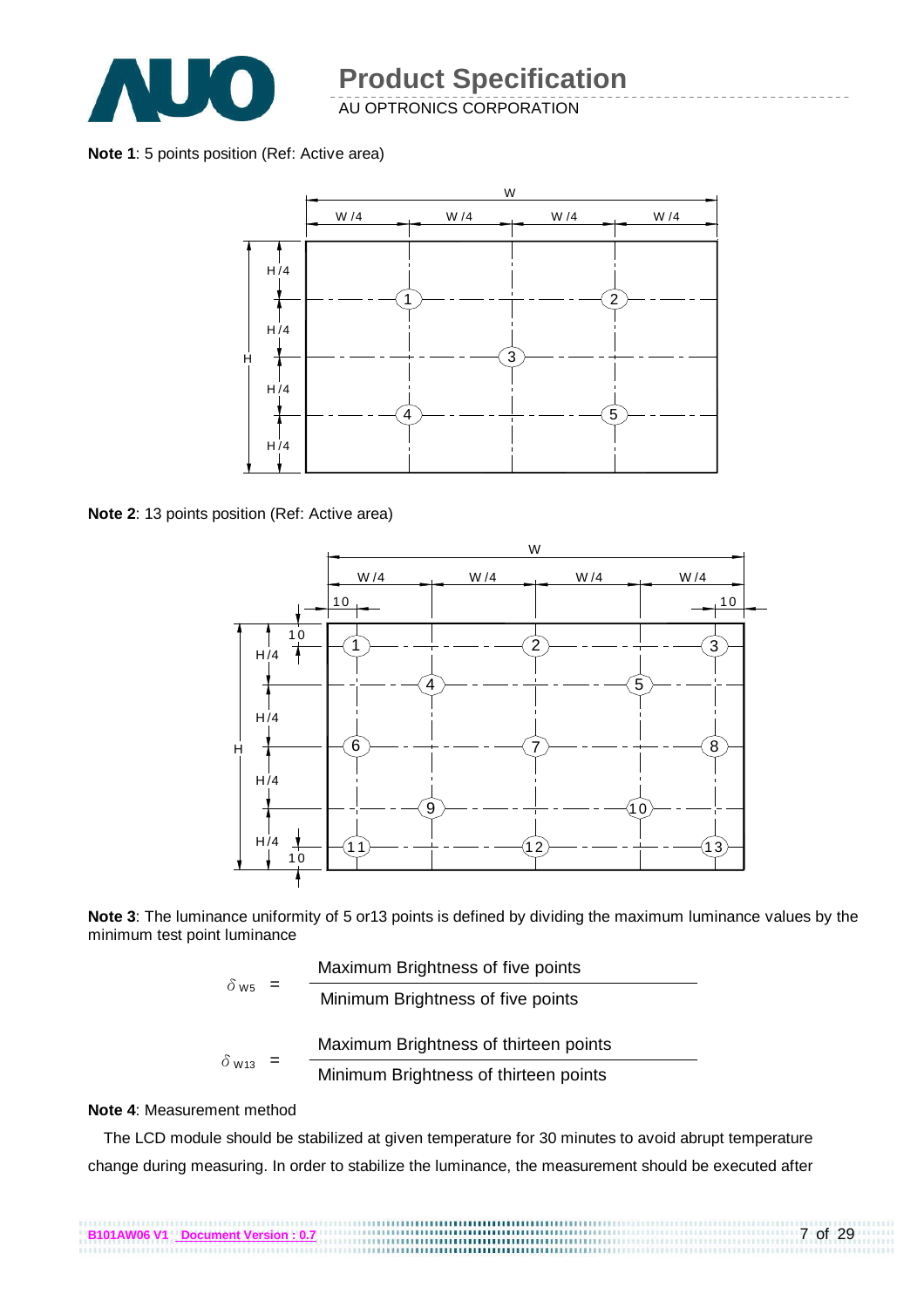**Note 1**: 5 points position (Ref: Active area)

**Note 2**: 13 points position (Ref: Active area)

**Note 3**: The luminance uniformity of 5 or13 points is defined by dividing the maximum luminance values by the minimum test point luminance

$$\delta_{W5} = \frac{\text{Maximum Brightness of five points}}{\text{Minimum Brightness of five points}}$$

$$\delta_{W13} = \frac{\text{Maximum Brightness of thirteen points}}{\text{Minimum Brightness of thirteen points}}$$

**Note 4**: Measurement method

The LCD module should be stabilized at given temperature for 30 minutes to avoid abrupt temperature change during measuring. In order to stabilize the luminance, the measurement should be executed after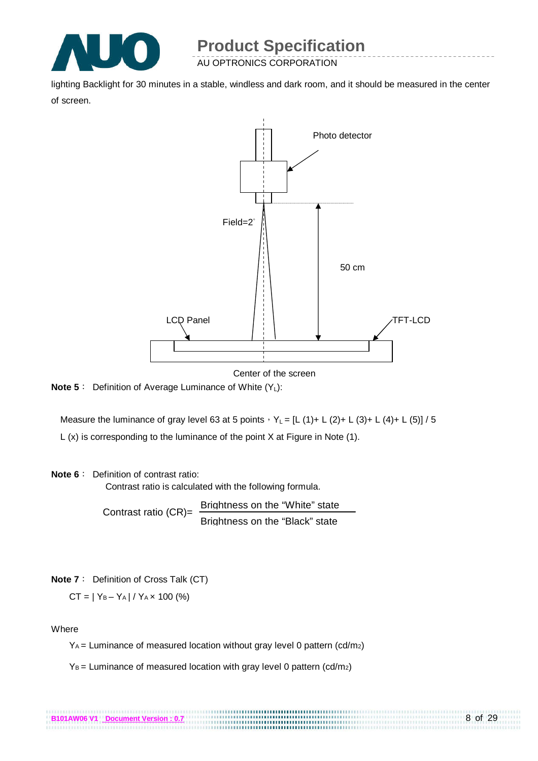lighting Backlight for 30 minutes in a stable, windless and dark room, and it should be measured in the center of screen.

Photo detector

Field=2°

50 cm

LCD Panel

TFT-LCD

Center of the screen

**Note 5**： Definition of Average Luminance of White ($Y_L$):

Measure the luminance of gray level 63 at 5 points，$Y_L$ = [L (1)+ L (2)+ L (3)+ L (4)+ L (5)] / 5

L (x) is corresponding to the luminance of the point X at Figure in Note (1).

**Note 6**： Definition of contrast ratio:

Contrast ratio is calculated with the following formula.

$$\text{Contrast ratio (CR)} = \frac{\text{Brightness on the “White” state}}{\text{Brightness on the “Black” state}}$$

**Note 7**： Definition of Cross Talk (CT)

$$CT = | Y_B - Y_A | / Y_A \times 100\ (\%)$$

Where

$Y_A$ = Luminance of measured location without gray level 0 pattern (cd/m2)

$Y_B$ = Luminance of measured location with gray level 0 pattern (cd/m2)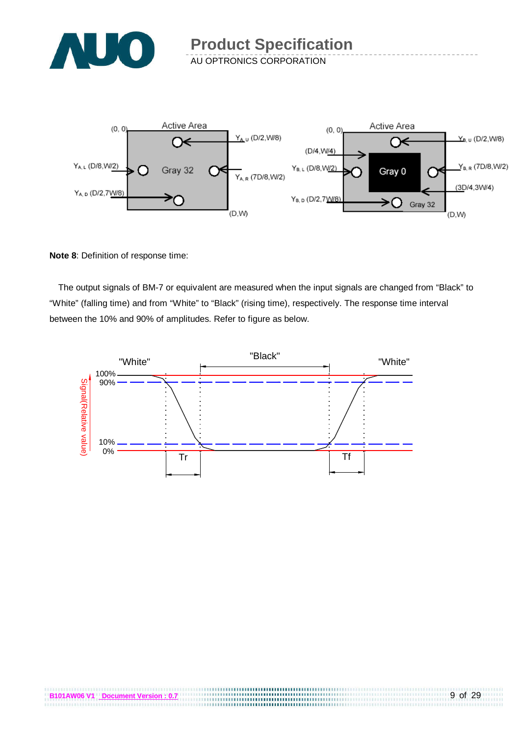Active Area

(0, 0)

$Y_{A,U}$ (D/2,W/8)

$Y_{A,L}$ (D/8,W/2)

Gray 32

$Y_{A,R}$ (7D/8,W/2)

$Y_{A,D}$ (D/2,7W/8)

(D,W)

Active Area

(0, 0)

$Y_{B,U}$ (D/2,W/8)

(D/4,W/4)

$Y_{B,L}$ (D/8,W/2)

Gray 0

$Y_{B,R}$ (7D/8,W/2)

(3D/4,3W/4)

$Y_{B,D}$ (D/2,7W/8)

Gray 32

(D,W)

**Note 8**: Definition of response time:

The output signals of BM-7 or equivalent are measured when the input signals are changed from "Black" to "White" (falling time) and from "White" to "Black" (rising time), respectively. The response time interval between the 10% and 90% of amplitudes. Refer to figure as below.

"White" "Black" "White"

100%

90%

10%

0%

Signal(Relative value)

Tr Tf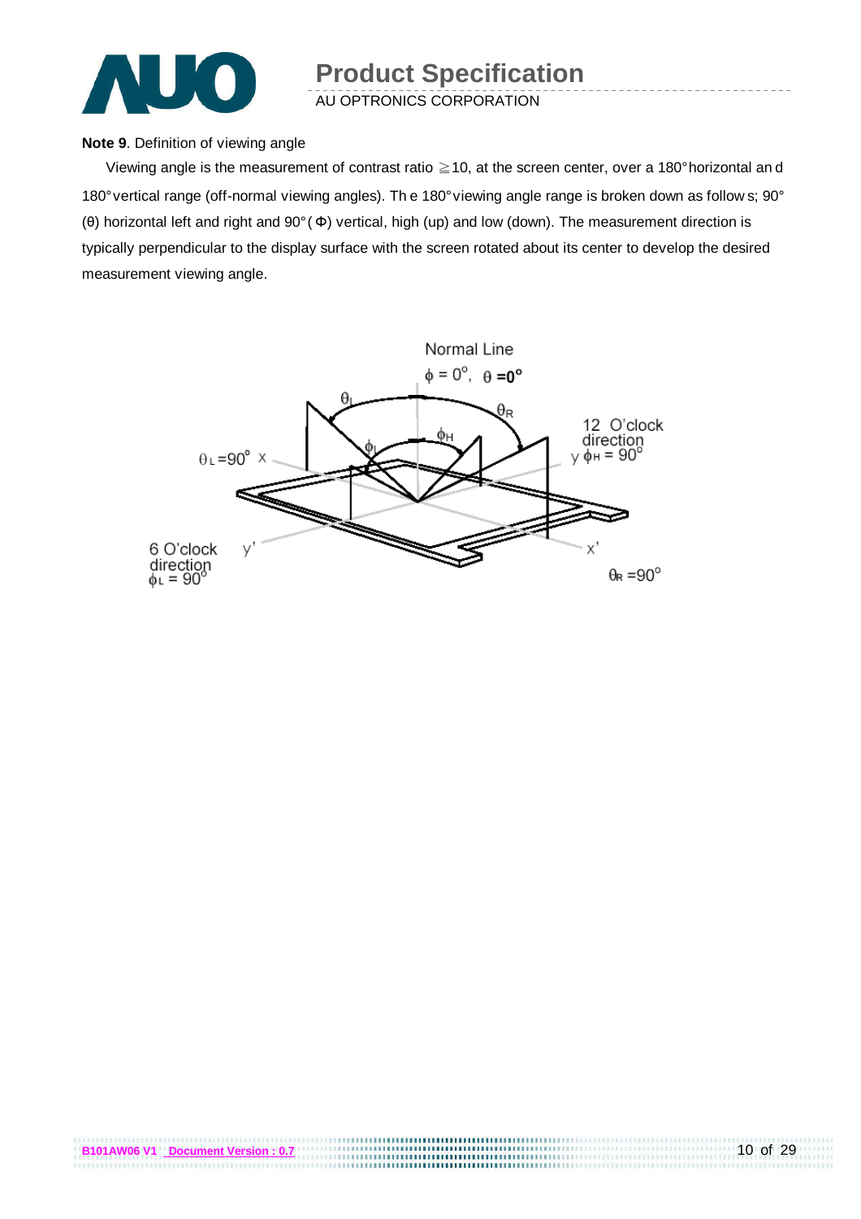**Note 9**. Definition of viewing angle

Viewing angle is the measurement of contrast ratio ≧10, at the screen center, over a 180° horizontal and 180° vertical range (off-normal viewing angles). The 180° viewing angle range is broken down as follows; 90° (θ) horizontal left and right and 90° (Φ) vertical, high (up) and low (down). The measurement direction is typically perpendicular to the display surface with the screen rotated about its center to develop the desired measurement viewing angle.

Normal Line

$\phi = 0^{o}$, $\theta = 0^{o}$

$\theta_L$ $\theta_R$ $\phi_H$ $\phi_L$

$\theta_L = 90^{o}$ x

12 O'clock direction y $\phi_H = 90^{o}$

6 O'clock direction $\phi_L = 90^{o}$ y'

x'

$\theta_R = 90^{o}$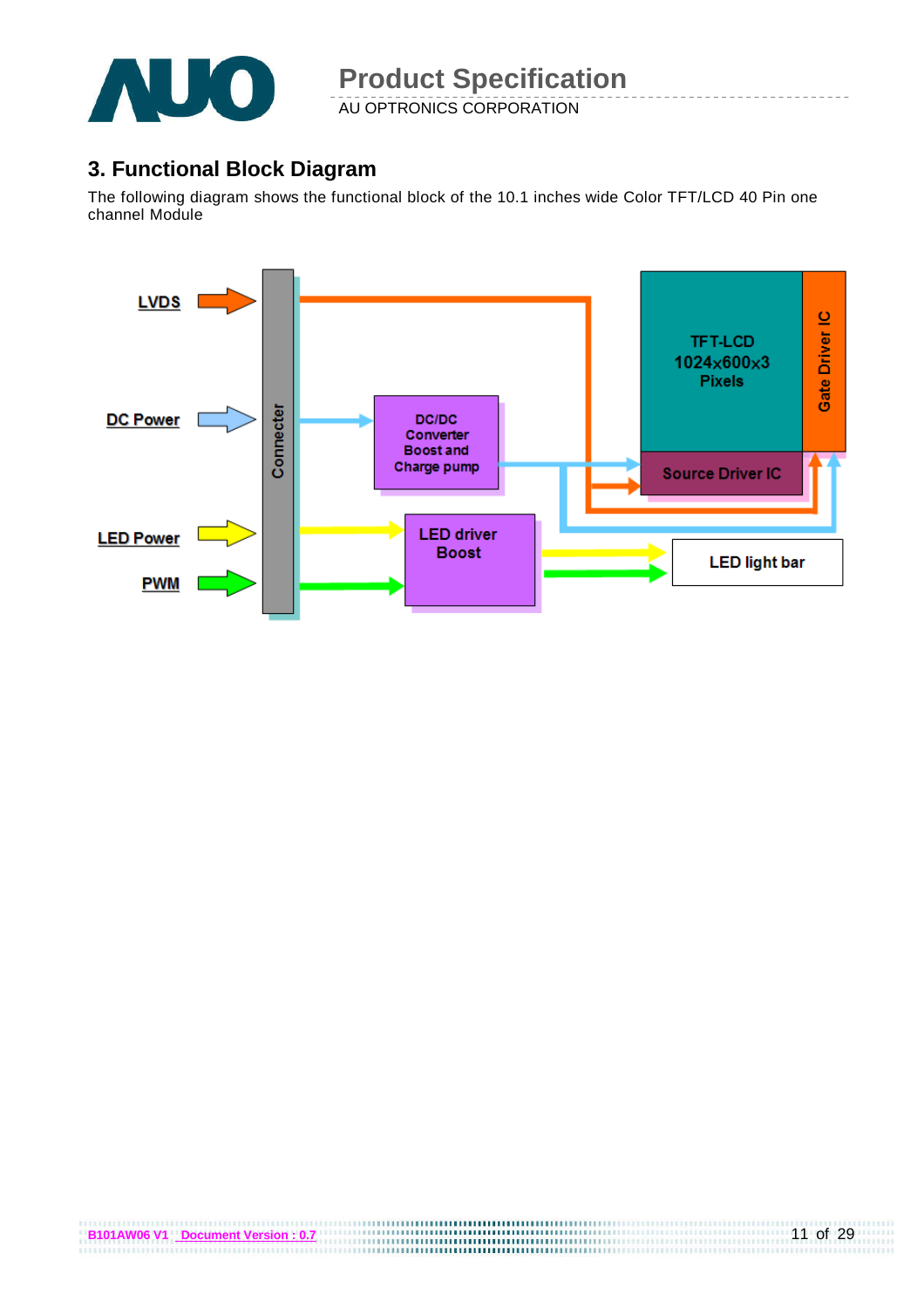## 3. Functional Block Diagram

The following diagram shows the functional block of the 10.1 inches wide Color TFT/LCD 40 Pin one channel Module

LVDS

DC Power

LED Power

PWM

Connecter

DC/DC Converter Boost and Charge pump

LED driver Boost

TFT-LCD 1024x600x3 Pixels

Gate Driver IC

Source Driver IC

LED light bar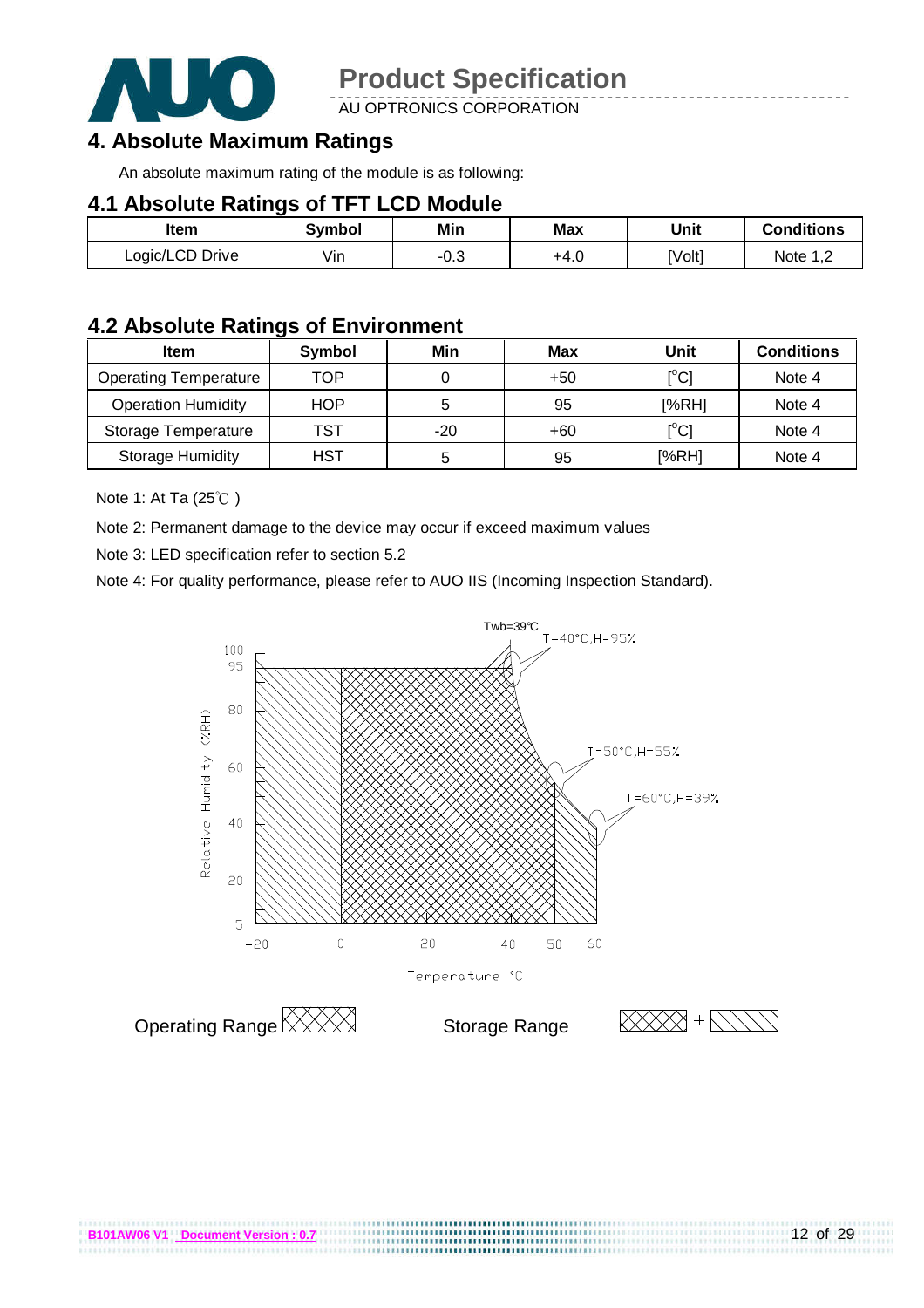## 4. Absolute Maximum Ratings

An absolute maximum rating of the module is as following:

### 4.1 Absolute Ratings of TFT LCD Module

| Item | Symbol | Min | Max | Unit | Conditions |
|---|---|---|---|---|---|
| Logic/LCD Drive | Vin | -0.3 | +4.0 | [Volt] | Note 1,2 |

### 4.2 Absolute Ratings of Environment

| Item | Symbol | Min | Max | Unit | Conditions |
|---|---|---|---|---|---|
| Operating Temperature | TOP | 0 | +50 | [°C] | Note 4 |
| Operation Humidity | HOP | 5 | 95 | [%RH] | Note 4 |
| Storage Temperature | TST | -20 | +60 | [°C] | Note 4 |
| Storage Humidity | HST | 5 | 95 | [%RH] | Note 4 |

Note 1: At Ta (25℃ )

Note 2: Permanent damage to the device may occur if exceed maximum values

Note 3: LED specification refer to section 5.2

Note 4: For quality performance, please refer to AUO IIS (Incoming Inspection Standard).

Twb=39℃

T=40°C,H=95%

T=50°C,H=55%

T=60°C,H=39%

Relative Humidity (%RH)

Temperature °C

Operating Range

Storage Range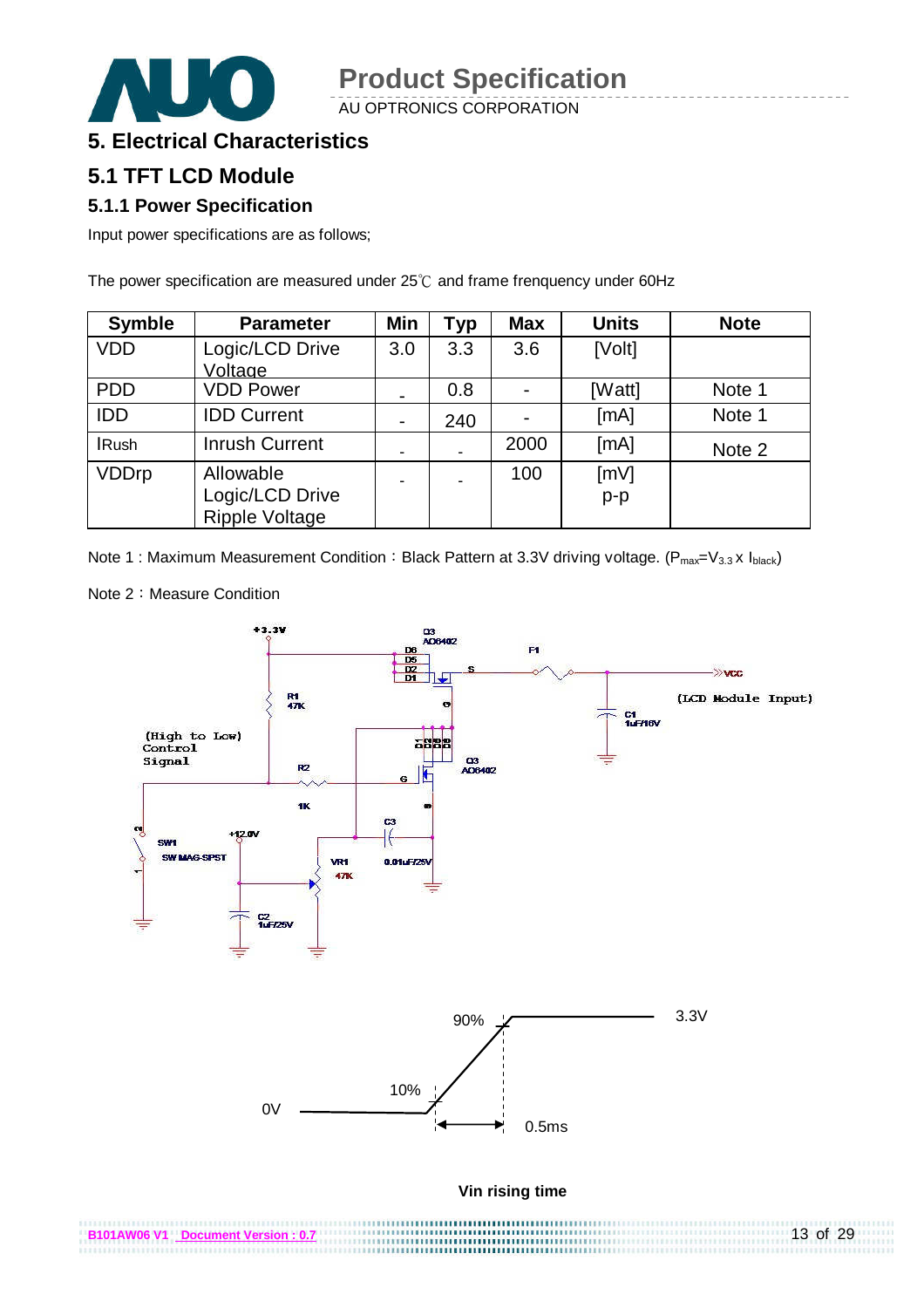# 5. Electrical Characteristics

## 5.1 TFT LCD Module

### 5.1.1 Power Specification

Input power specifications are as follows;

The power specification are measured under 25℃ and frame frenquency under 60Hz

| Symble | Parameter | Min | Typ | Max | Units | Note |
|---|---|---|---|---|---|---|
| VDD | Logic/LCD Drive Voltage | 3.0 | 3.3 | 3.6 | [Volt] | |
| PDD | VDD Power | - | 0.8 | - | [Watt] | Note 1 |
| IDD | IDD Current | - | 240 | - | [mA] | Note 1 |
| IRush | Inrush Current | - | - | 2000 | [mA] | Note 2 |
| VDDrp | Allowable Logic/LCD Drive Ripple Voltage | - | - | 100 | [mV] p-p | |

Note 1 : Maximum Measurement Condition：Black Pattern at 3.3V driving voltage. ($P_{max}=V_{3.3} \times I_{black}$)

Note 2：Measure Condition

Vin rising time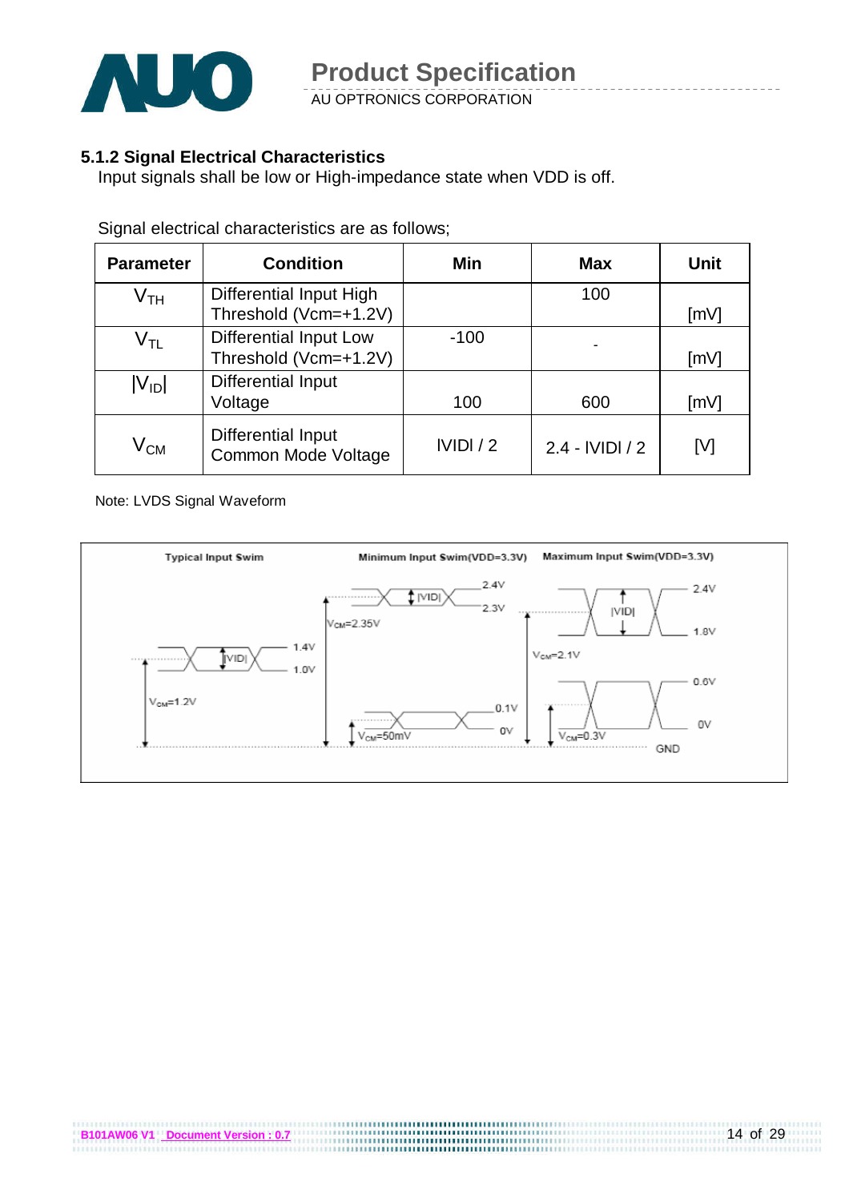### 5.1.2 Signal Electrical Characteristics

Input signals shall be low or High-impedance state when VDD is off.

Signal electrical characteristics are as follows;

| Parameter | Condition | Min | Max | Unit |
|---|---|---|---|---|
| $V_{TH}$ | Differential Input High Threshold (Vcm=+1.2V) | | 100 | [mV] |
| $V_{TL}$ | Differential Input Low Threshold (Vcm=+1.2V) | -100 | - | [mV] |
| $\|V_{ID}\|$ | Differential Input Voltage | 100 | 600 | [mV] |
| $V_{CM}$ | Differential Input Common Mode Voltage | IVIDI / 2 | 2.4 - IVIDI / 2 | [V] |

Note: LVDS Signal Waveform

Typical Input Swim: 1.4V, 1.0V, |VID|, $V_{CM}$=1.2V

Minimum Input Swim(VDD=3.3V): 2.4V, 2.3V, |VID|, $V_{CM}$=2.35V; 0.1V, 0V, $V_{CM}$=50mV

Maximum Input Swim(VDD=3.3V): 2.4V, 1.8V, |VID|, $V_{CM}$=2.1V; 0.6V, 0V, $V_{CM}$=0.3V

GND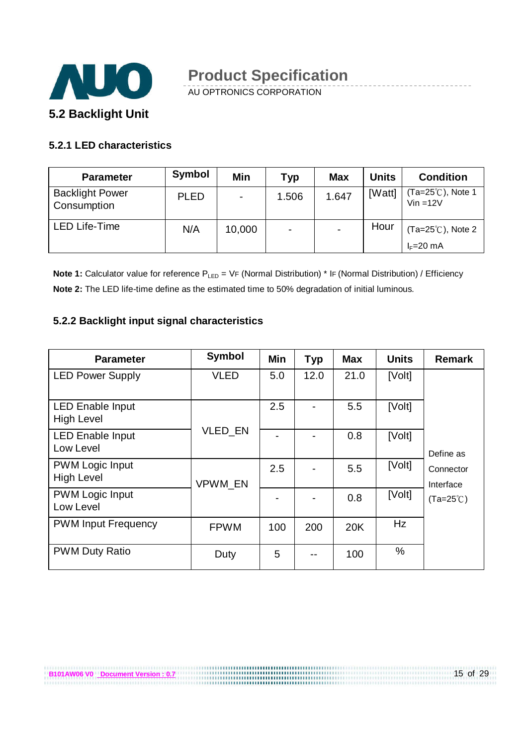## 5.2 Backlight Unit

### 5.2.1 LED characteristics

| Parameter | Symbol | Min | Typ | Max | Units | Condition |
|---|---|---|---|---|---|---|
| Backlight Power Consumption | PLED | - | 1.506 | 1.647 | [Watt] | (Ta=25℃), Note 1 Vin =12V |
| LED Life-Time | N/A | 10,000 | - | - | Hour | (Ta=25℃), Note 2 $I_F$=20 mA |

**Note 1:** Calculator value for reference $P_{LED}$ = VF (Normal Distribution) * IF (Normal Distribution) / Efficiency

**Note 2:** The LED life-time define as the estimated time to 50% degradation of initial luminous.

### 5.2.2 Backlight input signal characteristics

| Parameter | Symbol | Min | Typ | Max | Units | Remark |
|---|---|---|---|---|---|---|
| LED Power Supply | VLED | 5.0 | 12.0 | 21.0 | [Volt] | Define as Connector Interface (Ta=25℃) |
| LED Enable Input High Level | VLED_EN | 2.5 | - | 5.5 | [Volt] | |
| LED Enable Input Low Level | | - | - | 0.8 | [Volt] | |
| PWM Logic Input High Level | VPWM_EN | 2.5 | - | 5.5 | [Volt] | |
| PWM Logic Input Low Level | | - | - | 0.8 | [Volt] | |
| PWM Input Frequency | FPWM | 100 | 200 | 20K | Hz | |
| PWM Duty Ratio | Duty | 5 | -- | 100 | % | |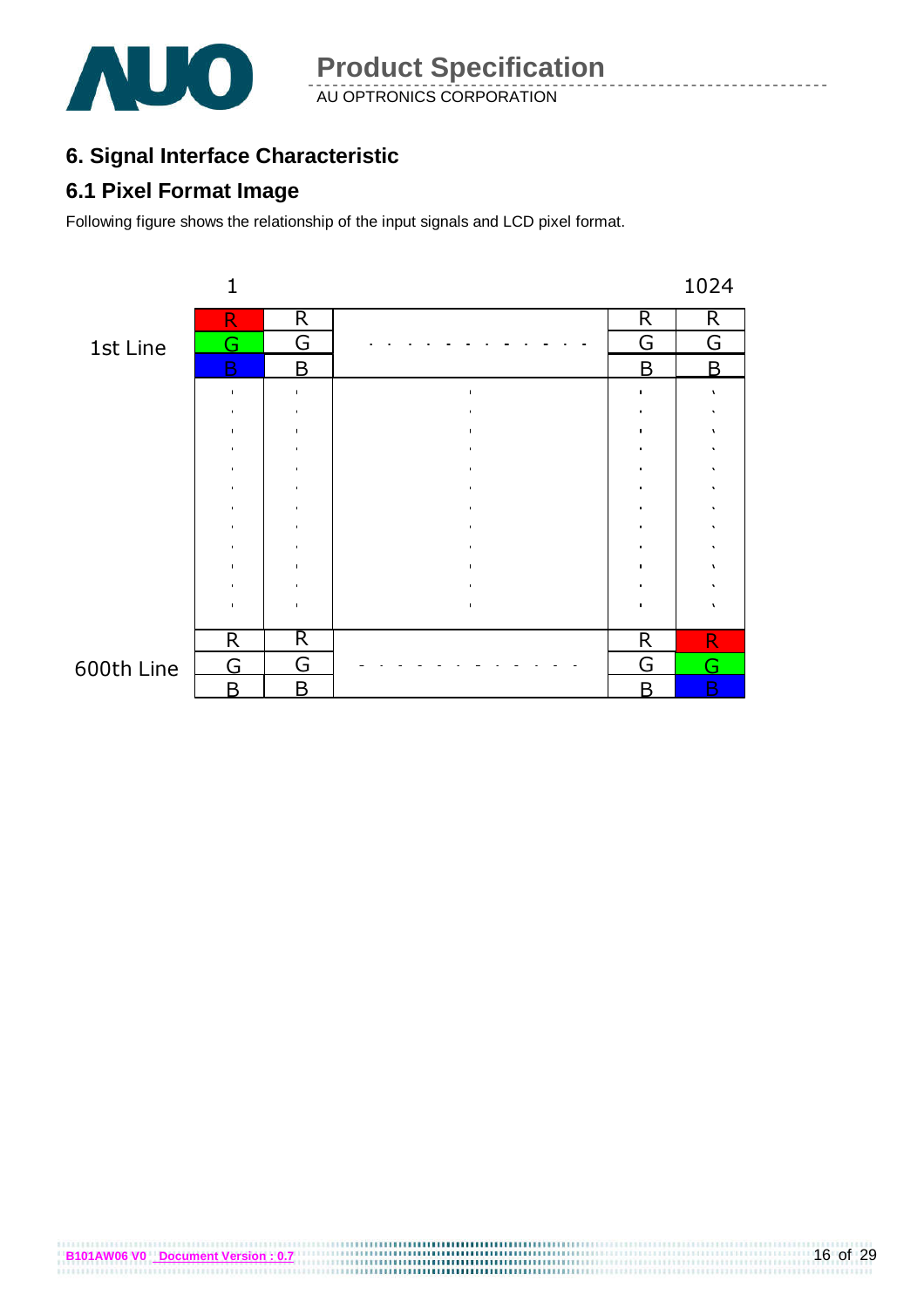## 6. Signal Interface Characteristic

### 6.1 Pixel Format Image

Following figure shows the relationship of the input signals and LCD pixel format.

| | 1 | | | | 1024 |
|---|---|---|---|---|---|
| 1st Line | R G B | R G B | . . . . . . . . . . . | R G B | R G B |
| | . | . | . | . | . |
| 600th Line | R G B | R G B | - - - - - - - - - - - | R G B | R G B |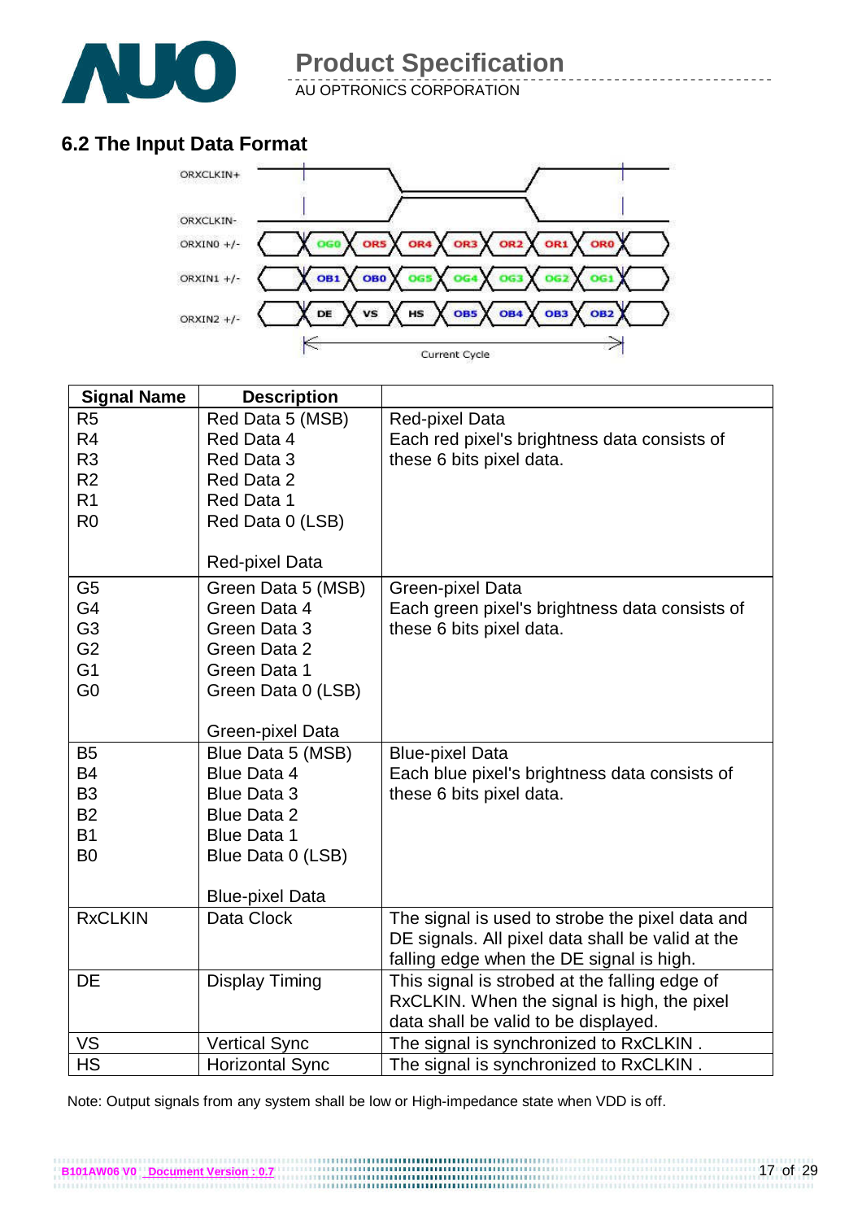## 6.2 The Input Data Format

ORXCLKIN+

ORXCLKIN-

ORXIN0 +/- OG0 OR5 OR4 OR3 OR2 OR1 OR0

ORXIN1 +/- OB1 OB0 OG5 OG4 OG3 OG2 OG1

ORXIN2 +/- DE VS HS OB5 OB4 OB3 OB2

Current Cycle

| Signal Name | Description | |
|---|---|---|
| R5<br>R4<br>R3<br>R2<br>R1<br>R0 | Red Data 5 (MSB)<br>Red Data 4<br>Red Data 3<br>Red Data 2<br>Red Data 1<br>Red Data 0 (LSB)<br><br>Red-pixel Data | Red-pixel Data<br>Each red pixel's brightness data consists of these 6 bits pixel data. |
| G5<br>G4<br>G3<br>G2<br>G1<br>G0 | Green Data 5 (MSB)<br>Green Data 4<br>Green Data 3<br>Green Data 2<br>Green Data 1<br>Green Data 0 (LSB)<br><br>Green-pixel Data | Green-pixel Data<br>Each green pixel's brightness data consists of these 6 bits pixel data. |
| B5<br>B4<br>B3<br>B2<br>B1<br>B0 | Blue Data 5 (MSB)<br>Blue Data 4<br>Blue Data 3<br>Blue Data 2<br>Blue Data 1<br>Blue Data 0 (LSB)<br><br>Blue-pixel Data | Blue-pixel Data<br>Each blue pixel's brightness data consists of these 6 bits pixel data. |
| RxCLKIN | Data Clock | The signal is used to strobe the pixel data and DE signals. All pixel data shall be valid at the falling edge when the DE signal is high. |
| DE | Display Timing | This signal is strobed at the falling edge of RxCLKIN. When the signal is high, the pixel data shall be valid to be displayed. |
| VS | Vertical Sync | The signal is synchronized to RxCLKIN . |
| HS | Horizontal Sync | The signal is synchronized to RxCLKIN . |

Note: Output signals from any system shall be low or High-impedance state when VDD is off.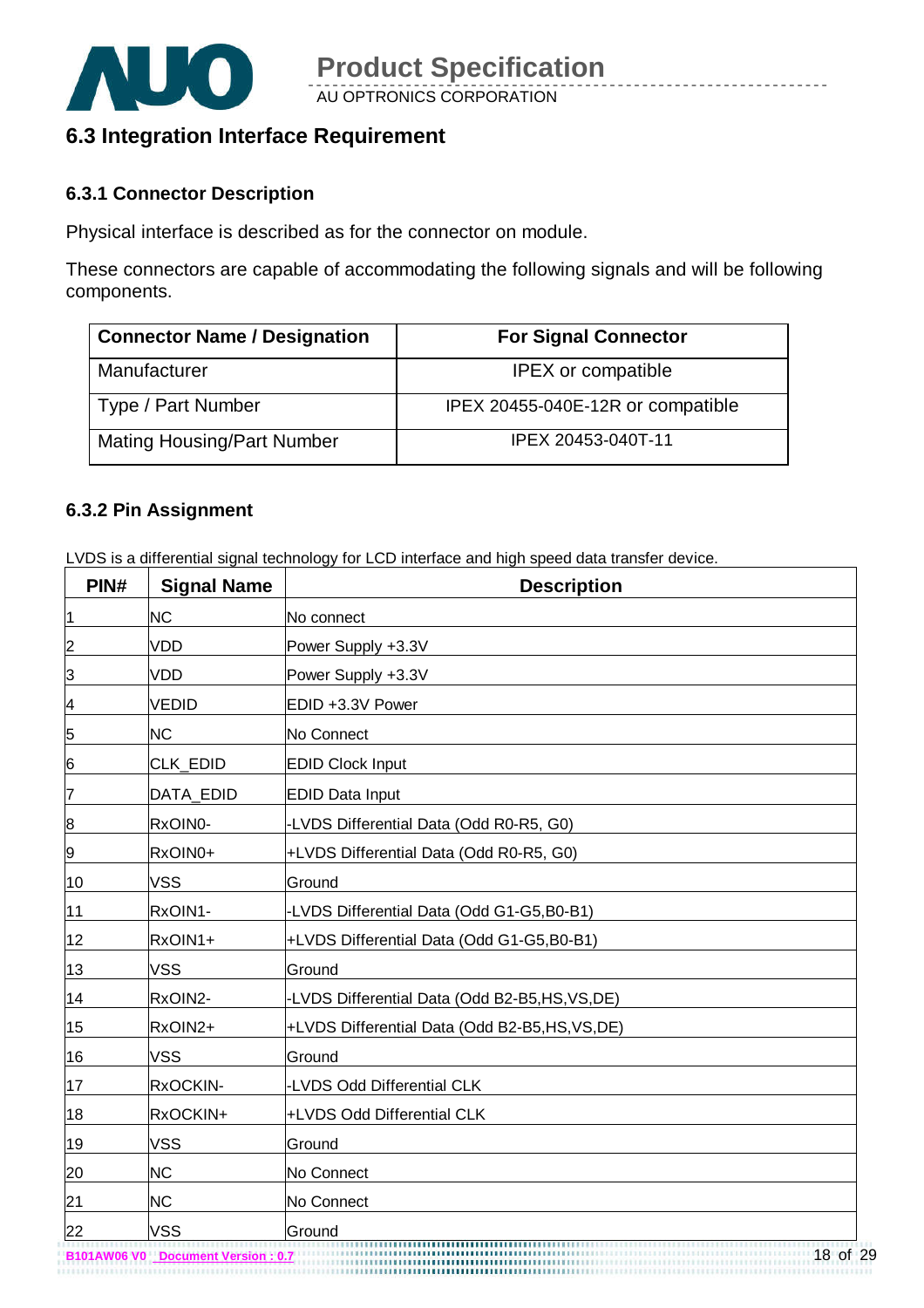## 6.3 Integration Interface Requirement

### 6.3.1 Connector Description

Physical interface is described as for the connector on module.

These connectors are capable of accommodating the following signals and will be following components.

| Connector Name / Designation | For Signal Connector |
|---|---|
| Manufacturer | IPEX or compatible |
| Type / Part Number | IPEX 20455-040E-12R or compatible |
| Mating Housing/Part Number | IPEX 20453-040T-11 |

### 6.3.2 Pin Assignment

LVDS is a differential signal technology for LCD interface and high speed data transfer device.

| PIN# | Signal Name | Description |
|---|---|---|
| 1 | NC | No connect |
| 2 | VDD | Power Supply +3.3V |
| 3 | VDD | Power Supply +3.3V |
| 4 | VEDID | EDID +3.3V Power |
| 5 | NC | No Connect |
| 6 | CLK_EDID | EDID Clock Input |
| 7 | DATA_EDID | EDID Data Input |
| 8 | RxOIN0- | -LVDS Differential Data (Odd R0-R5, G0) |
| 9 | RxOIN0+ | +LVDS Differential Data (Odd R0-R5, G0) |
| 10 | VSS | Ground |
| 11 | RxOIN1- | -LVDS Differential Data (Odd G1-G5,B0-B1) |
| 12 | RxOIN1+ | +LVDS Differential Data (Odd G1-G5,B0-B1) |
| 13 | VSS | Ground |
| 14 | RxOIN2- | -LVDS Differential Data (Odd B2-B5,HS,VS,DE) |
| 15 | RxOIN2+ | +LVDS Differential Data (Odd B2-B5,HS,VS,DE) |
| 16 | VSS | Ground |
| 17 | RxOCKIN- | -LVDS Odd Differential CLK |
| 18 | RxOCKIN+ | +LVDS Odd Differential CLK |
| 19 | VSS | Ground |
| 20 | NC | No Connect |
| 21 | NC | No Connect |
| 22 | VSS | Ground |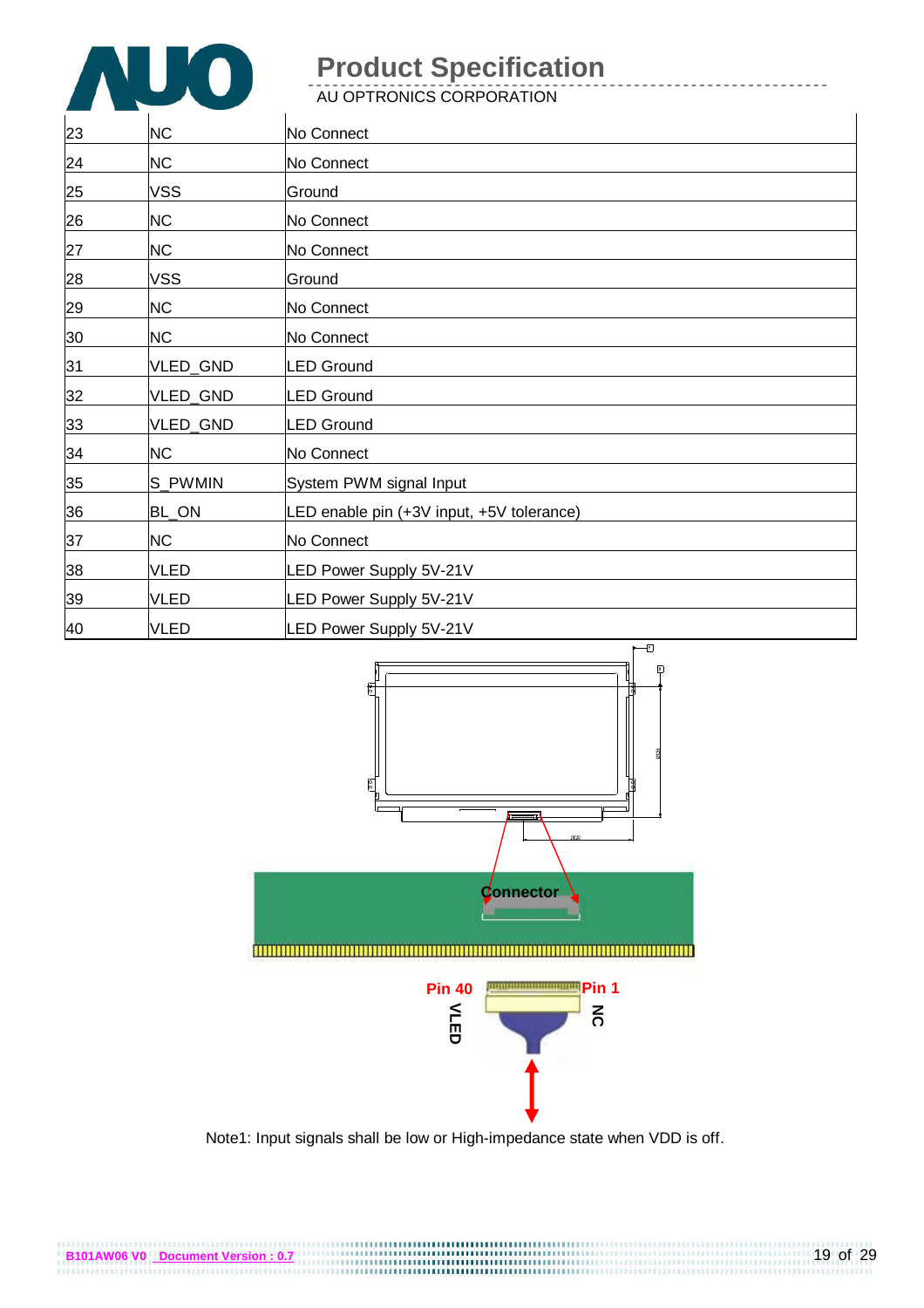| | | |
|---|---|---|
| 23 | NC | No Connect |
| 24 | NC | No Connect |
| 25 | VSS | Ground |
| 26 | NC | No Connect |
| 27 | NC | No Connect |
| 28 | VSS | Ground |
| 29 | NC | No Connect |
| 30 | NC | No Connect |
| 31 | VLED_GND | LED Ground |
| 32 | VLED_GND | LED Ground |
| 33 | VLED_GND | LED Ground |
| 34 | NC | No Connect |
| 35 | S_PWMIN | System PWM signal Input |
| 36 | BL_ON | LED enable pin (+3V input, +5V tolerance) |
| 37 | NC | No Connect |
| 38 | VLED | LED Power Supply 5V-21V |
| 39 | VLED | LED Power Supply 5V-21V |
| 40 | VLED | LED Power Supply 5V-21V |

Connector

Pin 40 VLED

Pin 1 NC

Note1: Input signals shall be low or High-impedance state when VDD is off.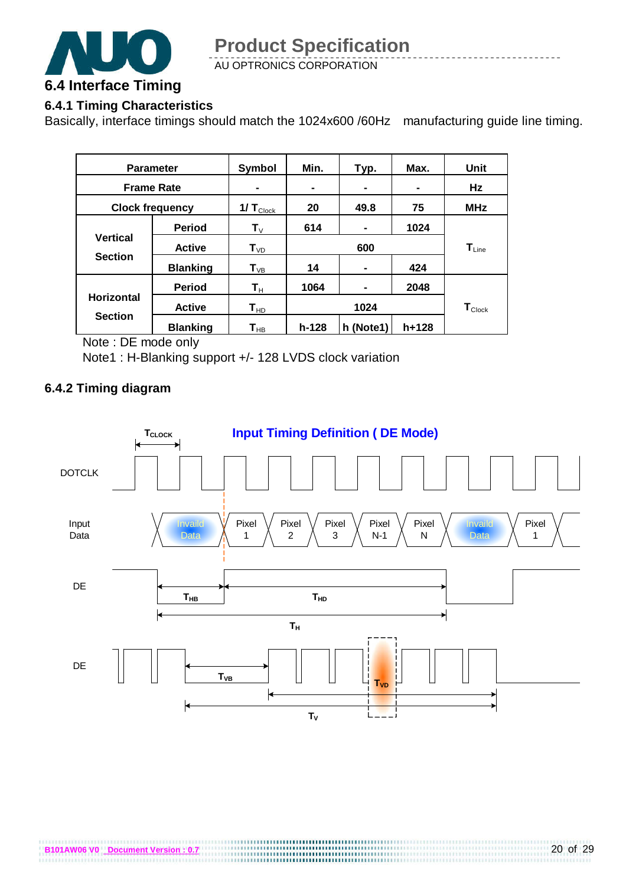## 6.4 Interface Timing

### 6.4.1 Timing Characteristics

Basically, interface timings should match the 1024x600 /60Hz manufacturing guide line timing.

| Parameter | | Symbol | Min. | Typ. | Max. | Unit |
|---|---|---|---|---|---|---|
| Frame Rate | | - | - | - | - | Hz |
| Clock frequency | | $1/T_{Clock}$ | 20 | 49.8 | 75 | MHz |
| Vertical Section | Period | $T_V$ | 614 | - | 1024 | $T_{Line}$ |
| | Active | $T_{VD}$ | 600 | | | |
| | Blanking | $T_{VB}$ | 14 | - | 424 | |
| Horizontal Section | Period | $T_H$ | 1064 | - | 2048 | $T_{Clock}$ |
| | Active | $T_{HD}$ | 1024 | | | |
| | Blanking | $T_{HB}$ | h-128 | h (Note1) | h+128 | |

Note : DE mode only

Note1 : H-Blanking support +/- 128 LVDS clock variation

### 6.4.2 Timing diagram

**Input Timing Definition ( DE Mode)**

DOTCLK ($T_{CLOCK}$)

Input Data: Invaild Data | Pixel 1 | Pixel 2 | Pixel 3 | Pixel N-1 | Pixel N | Invaild Data | Pixel 1

DE: $T_{HB}$, $T_{HD}$, $T_H$

DE: $T_{VB}$, $T_{VD}$, $T_V$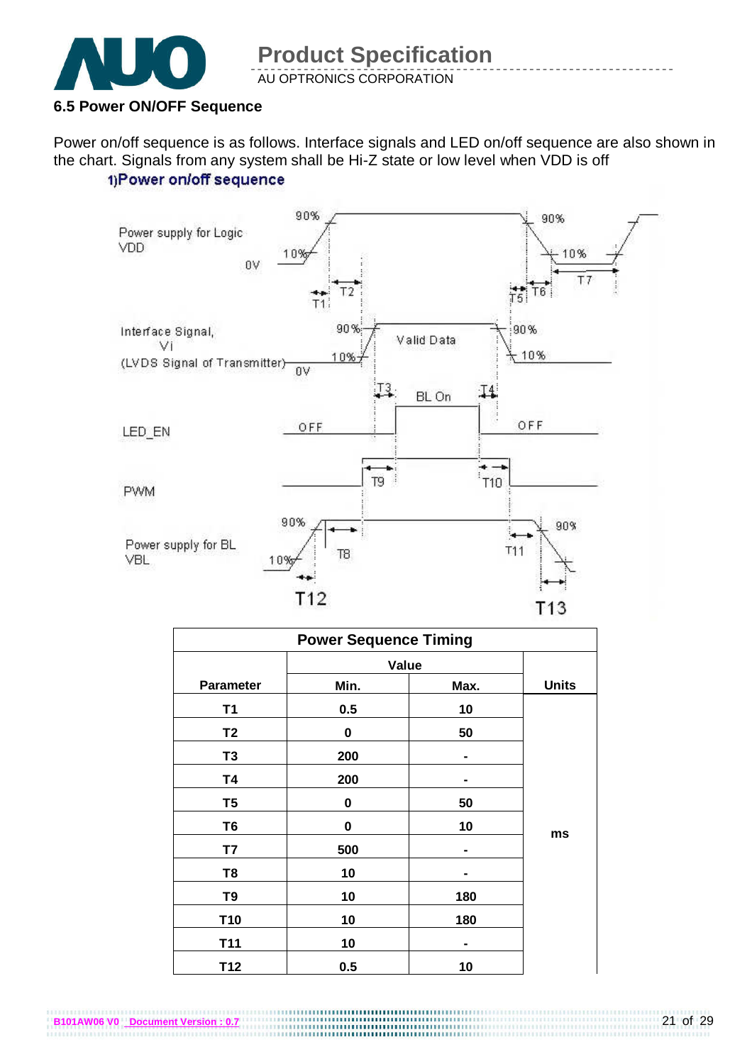### 6.5 Power ON/OFF Sequence

Power on/off sequence is as follows. Interface signals and LED on/off sequence are also shown in the chart. Signals from any system shall be Hi-Z state or low level when VDD is off

1)Power on/off sequence

| Power Sequence Timing | | | |
|---|---|---|---|
| | Value | | |
| Parameter | Min. | Max. | Units |
| T1 | 0.5 | 10 | ms |
| T2 | 0 | 50 | |
| T3 | 200 | - | |
| T4 | 200 | - | |
| T5 | 0 | 50 | |
| T6 | 0 | 10 | |
| T7 | 500 | - | |
| T8 | 10 | - | |
| T9 | 10 | 180 | |
| T10 | 10 | 180 | |
| T11 | 10 | - | |
| T12 | 0.5 | 10 | |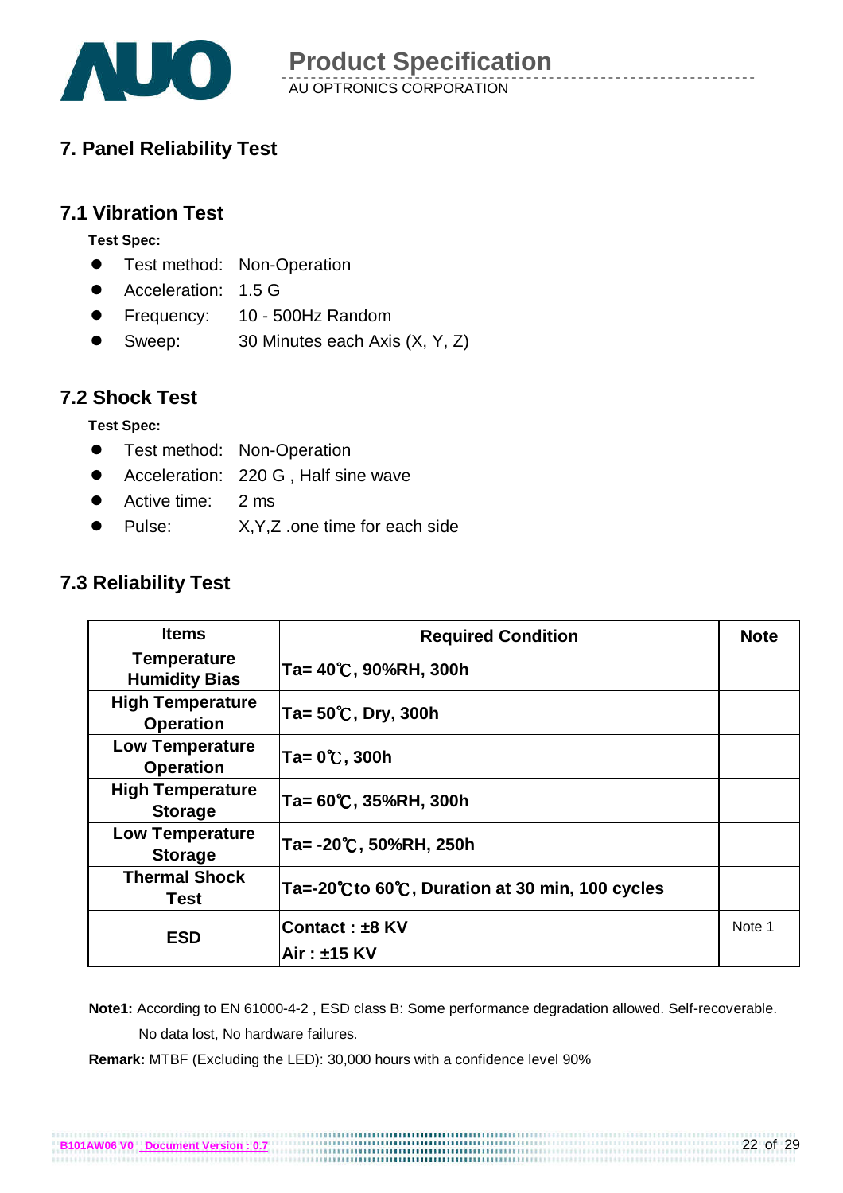## 7. Panel Reliability Test

### 7.1 Vibration Test

**Test Spec:**

- Test method: Non-Operation
- Acceleration: 1.5 G
- Frequency: 10 - 500Hz Random
- Sweep: 30 Minutes each Axis (X, Y, Z)

### 7.2 Shock Test

**Test Spec:**

- Test method: Non-Operation
- Acceleration: 220 G , Half sine wave
- Active time: 2 ms
- Pulse: X,Y,Z .one time for each side

### 7.3 Reliability Test

| Items | Required Condition | Note |
|---|---|---|
| **Temperature Humidity Bias** | **Ta= 40℃, 90%RH, 300h** | |
| **High Temperature Operation** | **Ta= 50℃, Dry, 300h** | |
| **Low Temperature Operation** | **Ta= 0℃, 300h** | |
| **High Temperature Storage** | **Ta= 60℃, 35%RH, 300h** | |
| **Low Temperature Storage** | **Ta= -20℃, 50%RH, 250h** | |
| **Thermal Shock Test** | **Ta=-20℃to 60℃, Duration at 30 min, 100 cycles** | |
| **ESD** | **Contact : ±8 KV**<br>**Air : ±15 KV** | Note 1 |

**Note1:** According to EN 61000-4-2 , ESD class B: Some performance degradation allowed. Self-recoverable. No data lost, No hardware failures.

**Remark:** MTBF (Excluding the LED): 30,000 hours with a confidence level 90%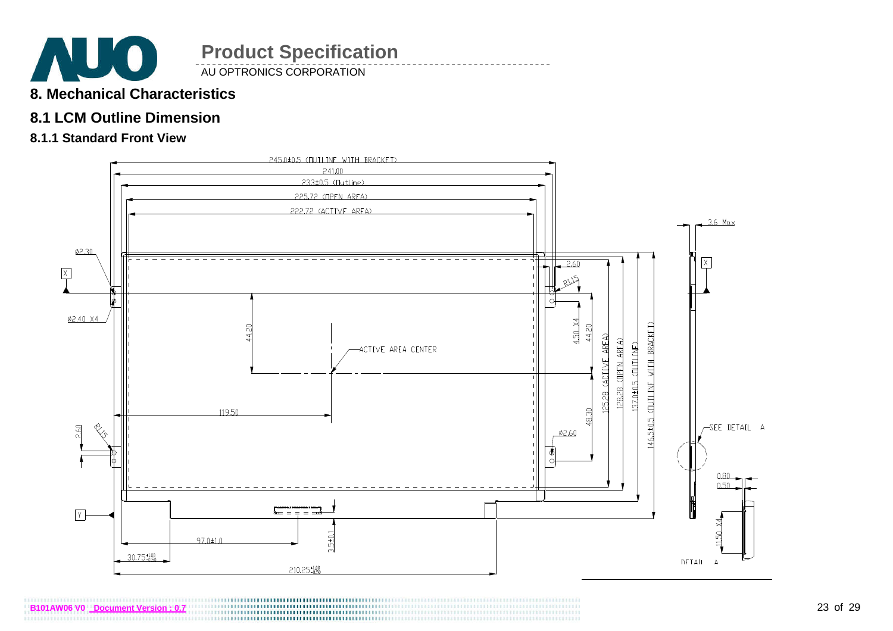# 8. Mechanical Characteristics

## 8.1 LCM Outline Dimension

### 8.1.1 Standard Front View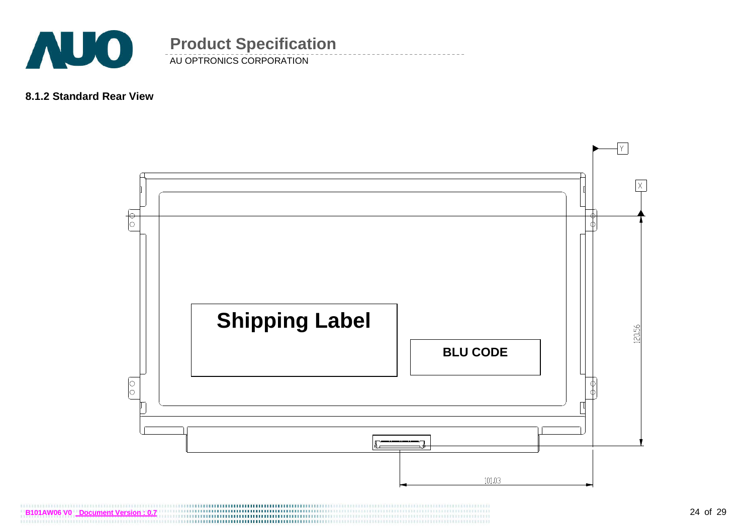### 8.1.2 Standard Rear View

Shipping Label

BLU CODE

120.56

101.03

Y

X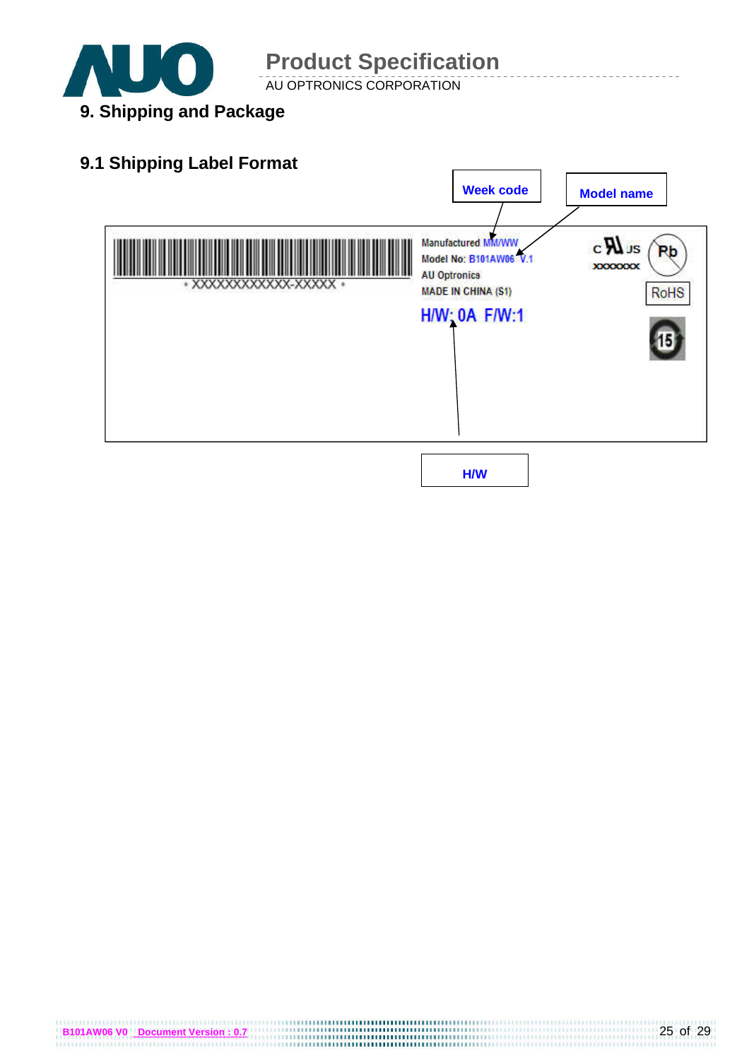## 9. Shipping and Package

### 9.1 Shipping Label Format

Week code

Model name

\* XXXXXXXXXXXX-XXXXX \*

Manufactured MM/WW

Model No: B101AW06 V.1

AU Optronics

MADE IN CHINA (S1)

H/W: 0A F/W:1

c UL us XXXXXXX

Pb

RoHS

15

H/W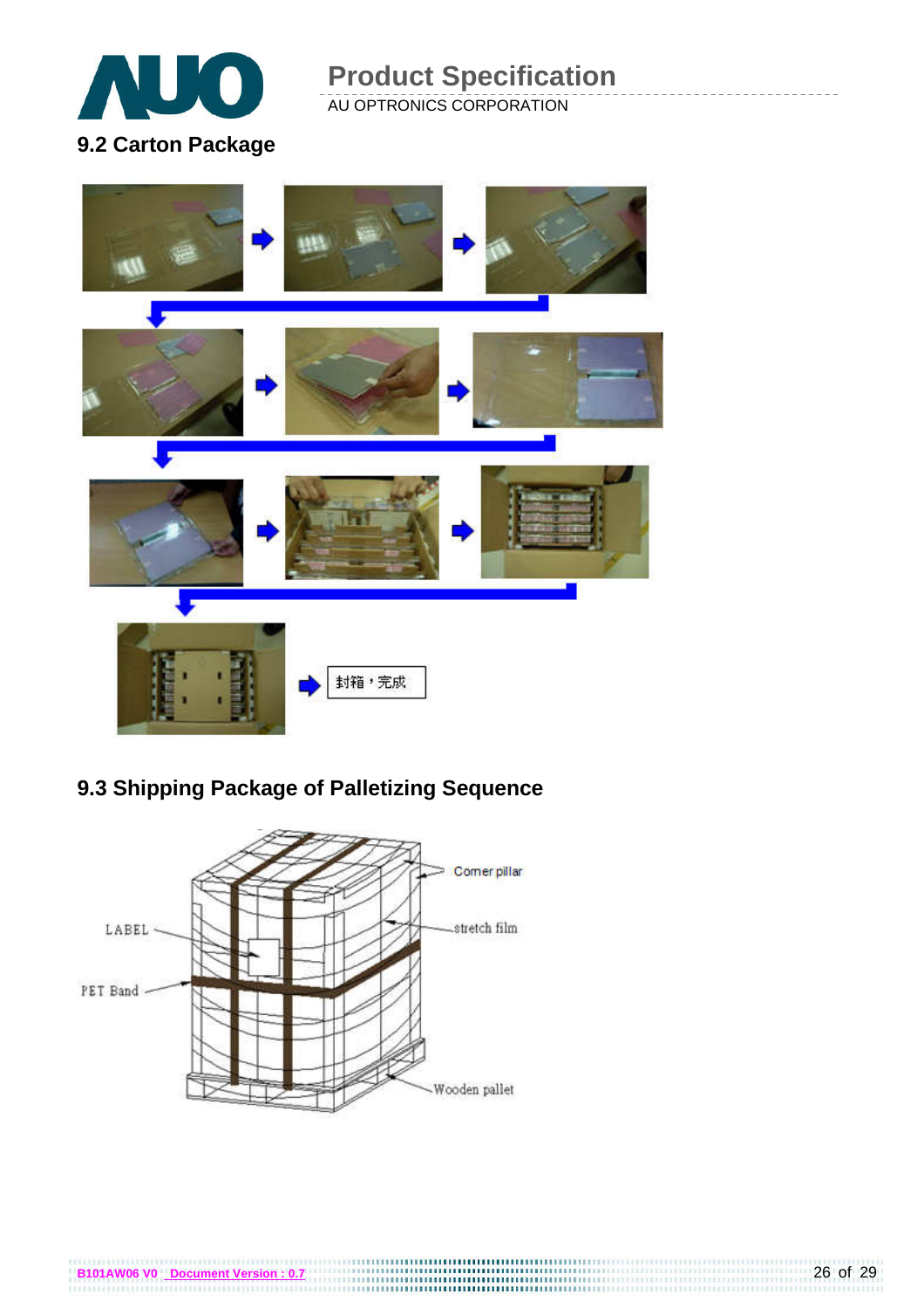## 9.2 Carton Package

封箱，完成

## 9.3 Shipping Package of Palletizing Sequence

Corner pillar

stretch film

LABEL

PET Band

Wooden pallet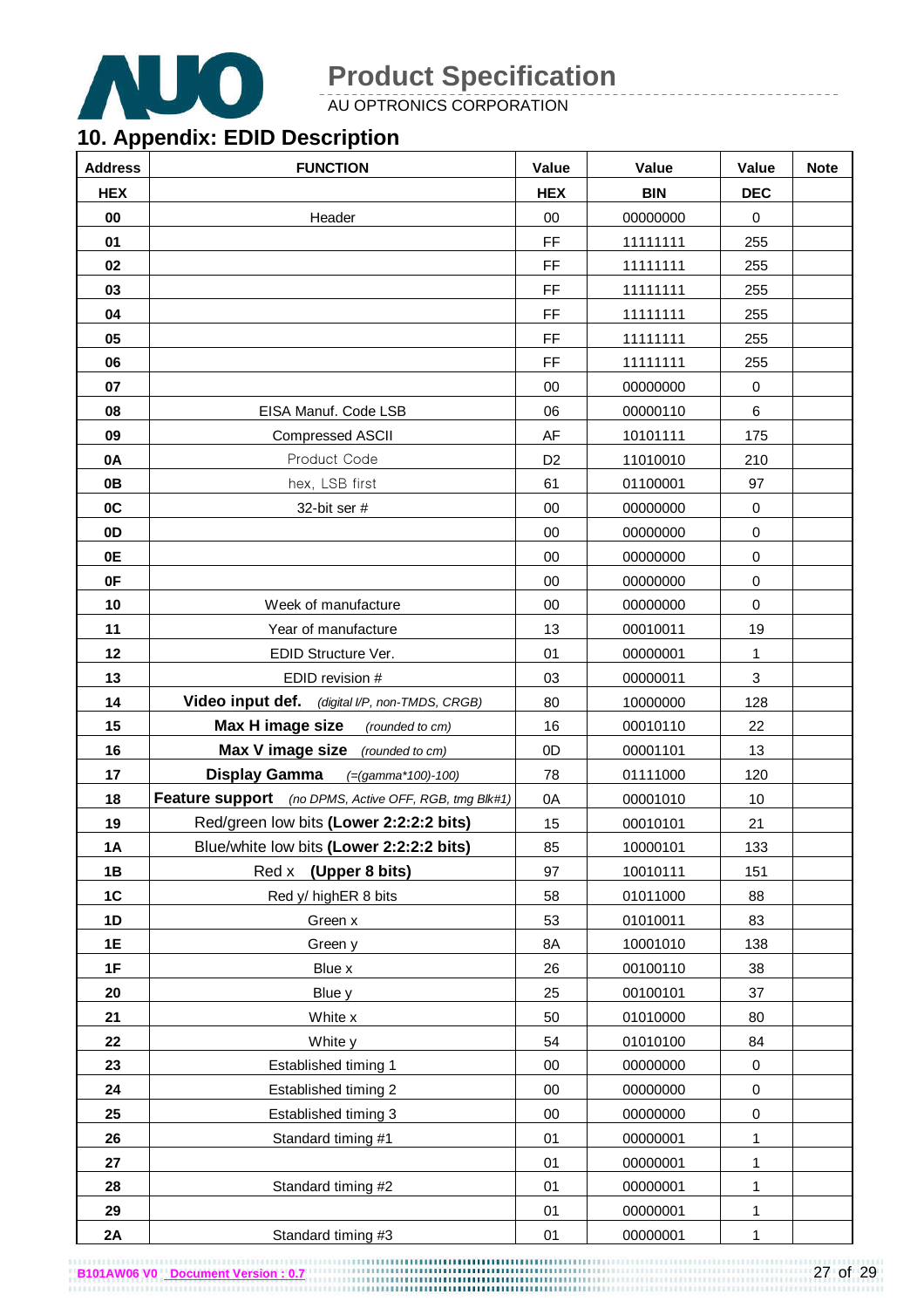## 10. Appendix: EDID Description

| Address | FUNCTION | Value | Value | Value | Note |
|---|---|---|---|---|---|
| HEX | | HEX | BIN | DEC | |
| 00 | Header | 00 | 00000000 | 0 | |
| 01 | | FF | 11111111 | 255 | |
| 02 | | FF | 11111111 | 255 | |
| 03 | | FF | 11111111 | 255 | |
| 04 | | FF | 11111111 | 255 | |
| 05 | | FF | 11111111 | 255 | |
| 06 | | FF | 11111111 | 255 | |
| 07 | | 00 | 00000000 | 0 | |
| 08 | EISA Manuf. Code LSB | 06 | 00000110 | 6 | |
| 09 | Compressed ASCII | AF | 10101111 | 175 | |
| 0A | Product Code | D2 | 11010010 | 210 | |
| 0B | hex, LSB first | 61 | 01100001 | 97 | |
| 0C | 32-bit ser # | 00 | 00000000 | 0 | |
| 0D | | 00 | 00000000 | 0 | |
| 0E | | 00 | 00000000 | 0 | |
| 0F | | 00 | 00000000 | 0 | |
| 10 | Week of manufacture | 00 | 00000000 | 0 | |
| 11 | Year of manufacture | 13 | 00010011 | 19 | |
| 12 | EDID Structure Ver. | 01 | 00000001 | 1 | |
| 13 | EDID revision # | 03 | 00000011 | 3 | |
| 14 | **Video input def.** *(digital I/P, non-TMDS, CRGB)* | 80 | 10000000 | 128 | |
| 15 | **Max H image size** *(rounded to cm)* | 16 | 00010110 | 22 | |
| 16 | **Max V image size** *(rounded to cm)* | 0D | 00001101 | 13 | |
| 17 | **Display Gamma** *(=(gamma*100)-100)* | 78 | 01111000 | 120 | |
| 18 | **Feature support** *(no DPMS, Active OFF, RGB, tmg Blk#1)* | 0A | 00001010 | 10 | |
| 19 | Red/green low bits **(Lower 2:2:2:2 bits)** | 15 | 00010101 | 21 | |
| 1A | Blue/white low bits **(Lower 2:2:2:2 bits)** | 85 | 10000101 | 133 | |
| 1B | Red x **(Upper 8 bits)** | 97 | 10010111 | 151 | |
| 1C | Red y/ highER 8 bits | 58 | 01011000 | 88 | |
| 1D | Green x | 53 | 01010011 | 83 | |
| 1E | Green y | 8A | 10001010 | 138 | |
| 1F | Blue x | 26 | 00100110 | 38 | |
| 20 | Blue y | 25 | 00100101 | 37 | |
| 21 | White x | 50 | 01010000 | 80 | |
| 22 | White y | 54 | 01010100 | 84 | |
| 23 | Established timing 1 | 00 | 00000000 | 0 | |
| 24 | Established timing 2 | 00 | 00000000 | 0 | |
| 25 | Established timing 3 | 00 | 00000000 | 0 | |
| 26 | Standard timing #1 | 01 | 00000001 | 1 | |
| 27 | | 01 | 00000001 | 1 | |
| 28 | Standard timing #2 | 01 | 00000001 | 1 | |
| 29 | | 01 | 00000001 | 1 | |
| 2A | Standard timing #3 | 01 | 00000001 | 1 | |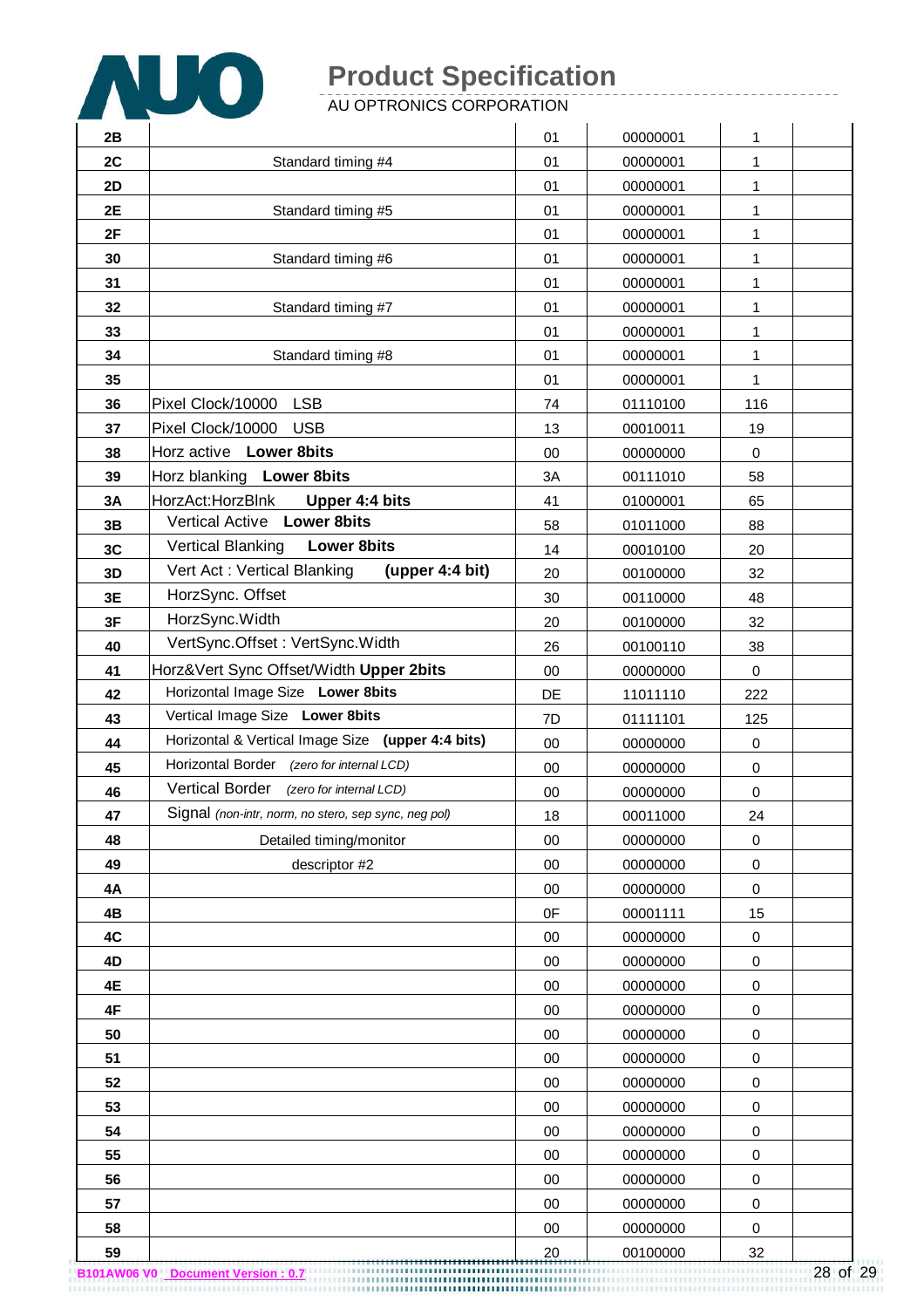| | | | | | |
|---|---|---|---|---|---|
| **2B** | | 01 | 00000001 | 1 | |
| **2C** | Standard timing #4 | 01 | 00000001 | 1 | |
| **2D** | | 01 | 00000001 | 1 | |
| **2E** | Standard timing #5 | 01 | 00000001 | 1 | |
| **2F** | | 01 | 00000001 | 1 | |
| **30** | Standard timing #6 | 01 | 00000001 | 1 | |
| **31** | | 01 | 00000001 | 1 | |
| **32** | Standard timing #7 | 01 | 00000001 | 1 | |
| **33** | | 01 | 00000001 | 1 | |
| **34** | Standard timing #8 | 01 | 00000001 | 1 | |
| **35** | | 01 | 00000001 | 1 | |
| **36** | Pixel Clock/10000 LSB | 74 | 01110100 | 116 | |
| **37** | Pixel Clock/10000 USB | 13 | 00010011 | 19 | |
| **38** | Horz active **Lower 8bits** | 00 | 00000000 | 0 | |
| **39** | Horz blanking **Lower 8bits** | 3A | 00111010 | 58 | |
| **3A** | HorzAct:HorzBlnk **Upper 4:4 bits** | 41 | 01000001 | 65 | |
| **3B** | Vertical Active **Lower 8bits** | 58 | 01011000 | 88 | |
| **3C** | Vertical Blanking **Lower 8bits** | 14 | 00010100 | 20 | |
| **3D** | Vert Act : Vertical Blanking **(upper 4:4 bit)** | 20 | 00100000 | 32 | |
| **3E** | HorzSync. Offset | 30 | 00110000 | 48 | |
| **3F** | HorzSync.Width | 20 | 00100000 | 32 | |
| **40** | VertSync.Offset : VertSync.Width | 26 | 00100110 | 38 | |
| **41** | Horz&Vert Sync Offset/Width **Upper 2bits** | 00 | 00000000 | 0 | |
| **42** | Horizontal Image Size **Lower 8bits** | DE | 11011110 | 222 | |
| **43** | Vertical Image Size **Lower 8bits** | 7D | 01111101 | 125 | |
| **44** | Horizontal & Vertical Image Size **(upper 4:4 bits)** | 00 | 00000000 | 0 | |
| **45** | Horizontal Border *(zero for internal LCD)* | 00 | 00000000 | 0 | |
| **46** | Vertical Border *(zero for internal LCD)* | 00 | 00000000 | 0 | |
| **47** | Signal *(non-intr, norm, no stero, sep sync, neg pol)* | 18 | 00011000 | 24 | |
| **48** | Detailed timing/monitor | 00 | 00000000 | 0 | |
| **49** | descriptor #2 | 00 | 00000000 | 0 | |
| **4A** | | 00 | 00000000 | 0 | |
| **4B** | | 0F | 00001111 | 15 | |
| **4C** | | 00 | 00000000 | 0 | |
| **4D** | | 00 | 00000000 | 0 | |
| **4E** | | 00 | 00000000 | 0 | |
| **4F** | | 00 | 00000000 | 0 | |
| **50** | | 00 | 00000000 | 0 | |
| **51** | | 00 | 00000000 | 0 | |
| **52** | | 00 | 00000000 | 0 | |
| **53** | | 00 | 00000000 | 0 | |
| **54** | | 00 | 00000000 | 0 | |
| **55** | | 00 | 00000000 | 0 | |
| **56** | | 00 | 00000000 | 0 | |
| **57** | | 00 | 00000000 | 0 | |
| **58** | | 00 | 00000000 | 0 | |
| **59** | | 20 | 00100000 | 32 | |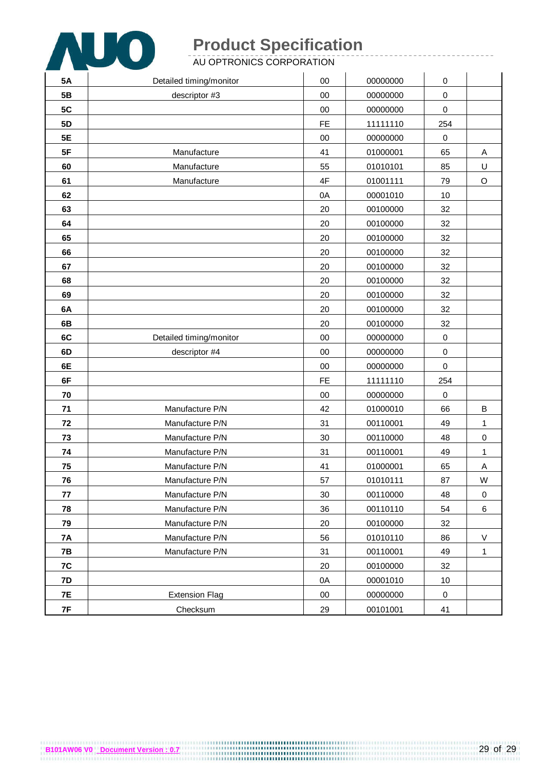| | | | | | |
|---|---|---|---|---|---|
| **5A** | Detailed timing/monitor | 00 | 00000000 | 0 | |
| **5B** | descriptor #3 | 00 | 00000000 | 0 | |
| **5C** | | 00 | 00000000 | 0 | |
| **5D** | | FE | 11111110 | 254 | |
| **5E** | | 00 | 00000000 | 0 | |
| **5F** | Manufacture | 41 | 01000001 | 65 | A |
| **60** | Manufacture | 55 | 01010101 | 85 | U |
| **61** | Manufacture | 4F | 01001111 | 79 | O |
| **62** | | 0A | 00001010 | 10 | |
| **63** | | 20 | 00100000 | 32 | |
| **64** | | 20 | 00100000 | 32 | |
| **65** | | 20 | 00100000 | 32 | |
| **66** | | 20 | 00100000 | 32 | |
| **67** | | 20 | 00100000 | 32 | |
| **68** | | 20 | 00100000 | 32 | |
| **69** | | 20 | 00100000 | 32 | |
| **6A** | | 20 | 00100000 | 32 | |
| **6B** | | 20 | 00100000 | 32 | |
| **6C** | Detailed timing/monitor | 00 | 00000000 | 0 | |
| **6D** | descriptor #4 | 00 | 00000000 | 0 | |
| **6E** | | 00 | 00000000 | 0 | |
| **6F** | | FE | 11111110 | 254 | |
| **70** | | 00 | 00000000 | 0 | |
| **71** | Manufacture P/N | 42 | 01000010 | 66 | B |
| **72** | Manufacture P/N | 31 | 00110001 | 49 | 1 |
| **73** | Manufacture P/N | 30 | 00110000 | 48 | 0 |
| **74** | Manufacture P/N | 31 | 00110001 | 49 | 1 |
| **75** | Manufacture P/N | 41 | 01000001 | 65 | A |
| **76** | Manufacture P/N | 57 | 01010111 | 87 | W |
| **77** | Manufacture P/N | 30 | 00110000 | 48 | 0 |
| **78** | Manufacture P/N | 36 | 00110110 | 54 | 6 |
| **79** | Manufacture P/N | 20 | 00100000 | 32 | |
| **7A** | Manufacture P/N | 56 | 01010110 | 86 | V |
| **7B** | Manufacture P/N | 31 | 00110001 | 49 | 1 |
| **7C** | | 20 | 00100000 | 32 | |
| **7D** | | 0A | 00001010 | 10 | |
| **7E** | Extension Flag | 00 | 00000000 | 0 | |
| **7F** | Checksum | 29 | 00101001 | 41 | |